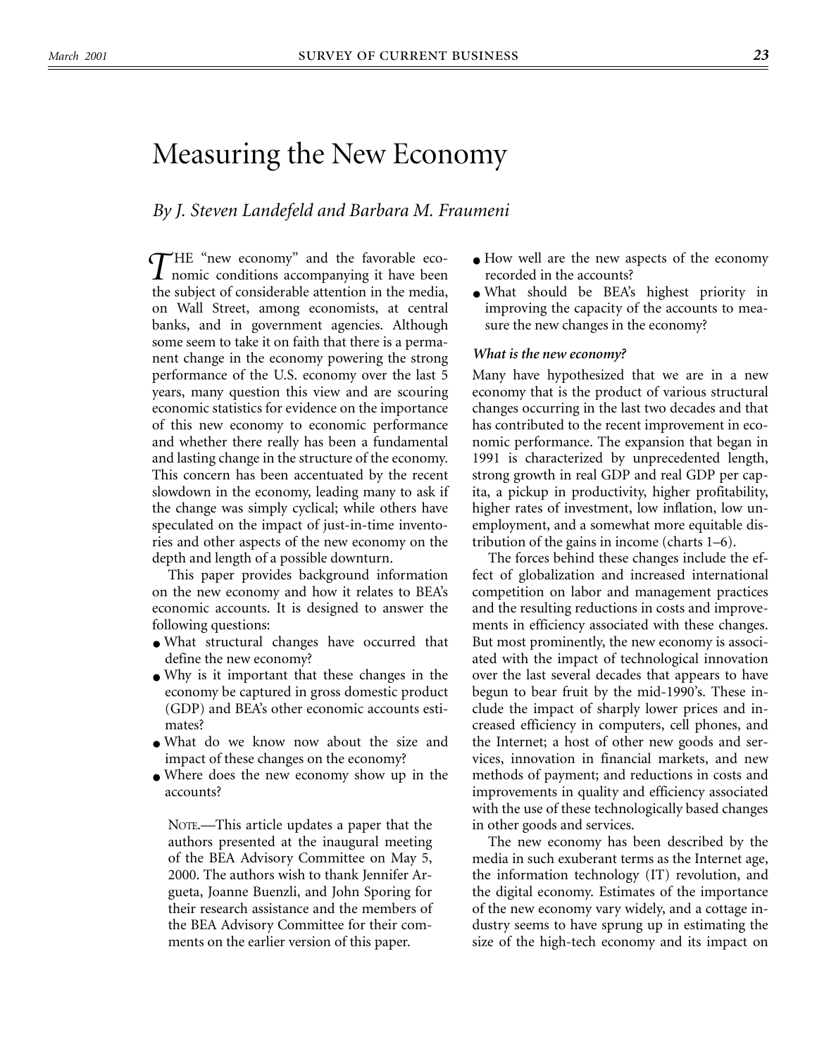# Measuring the New Economy

*By J. Steven Landefeld and Barbara M. Fraumeni*

THE "new economy" and the favorable economic conditions accompanying it have been the subject of considerable attention in the media, on Wall Street, among economists, at central banks, and in government agencies. Although some seem to take it on faith that there is a permanent change in the economy powering the strong performance of the U.S. economy over the last 5 years, many question this view and are scouring economic statistics for evidence on the importance of this new economy to economic performance and whether there really has been a fundamental and lasting change in the structure of the economy. This concern has been accentuated by the recent slowdown in the economy, leading many to ask if the change was simply cyclical; while others have speculated on the impact of just-in-time inventories and other aspects of the new economy on the depth and length of a possible downturn.

This paper provides background information on the new economy and how it relates to BEA's economic accounts. It is designed to answer the following questions:

- What structural changes have occurred that define the new economy?
- Why is it important that these changes in the economy be captured in gross domestic product (GDP) and BEA's other economic accounts estimates?
- What do we know now about the size and impact of these changes on the economy?
- Where does the new economy show up in the accounts?
- How well are the new aspects of the economy recorded in the accounts?
- What should be BEA's highest priority in improving the capacity of the accounts to measure the new changes in the economy?

NOTE.—This article updates a paper that the authors presented at the inaugural meeting of the BEA Advisory Committee on May 5, 2000. The authors wish to thank Jennifer Argueta, Joanne Buenzli, and John Sporing for their research assistance and the members of the BEA Advisory Committee for their comments on the earlier version of this paper.

***What is the new economy?***

Many have hypothesized that we are in a new economy that is the product of various structural changes occurring in the last two decades and that has contributed to the recent improvement in economic performance. The expansion that began in 1991 is characterized by unprecedented length, strong growth in real GDP and real GDP per capita, a pickup in productivity, higher profitability, higher rates of investment, low inflation, low unemployment, and a somewhat more equitable distribution of the gains in income (charts 1–6).

The forces behind these changes include the effect of globalization and increased international competition on labor and management practices and the resulting reductions in costs and improvements in efficiency associated with these changes. But most prominently, the new economy is associated with the impact of technological innovation over the last several decades that appears to have begun to bear fruit by the mid-1990's. These include the impact of sharply lower prices and increased efficiency in computers, cell phones, and the Internet; a host of other new goods and services, innovation in financial markets, and new methods of payment; and reductions in costs and improvements in quality and efficiency associated with the use of these technologically based changes in other goods and services.

The new economy has been described by the media in such exuberant terms as the Internet age, the information technology (IT) revolution, and the digital economy. Estimates of the importance of the new economy vary widely, and a cottage industry seems to have sprung up in estimating the size of the high-tech economy and its impact on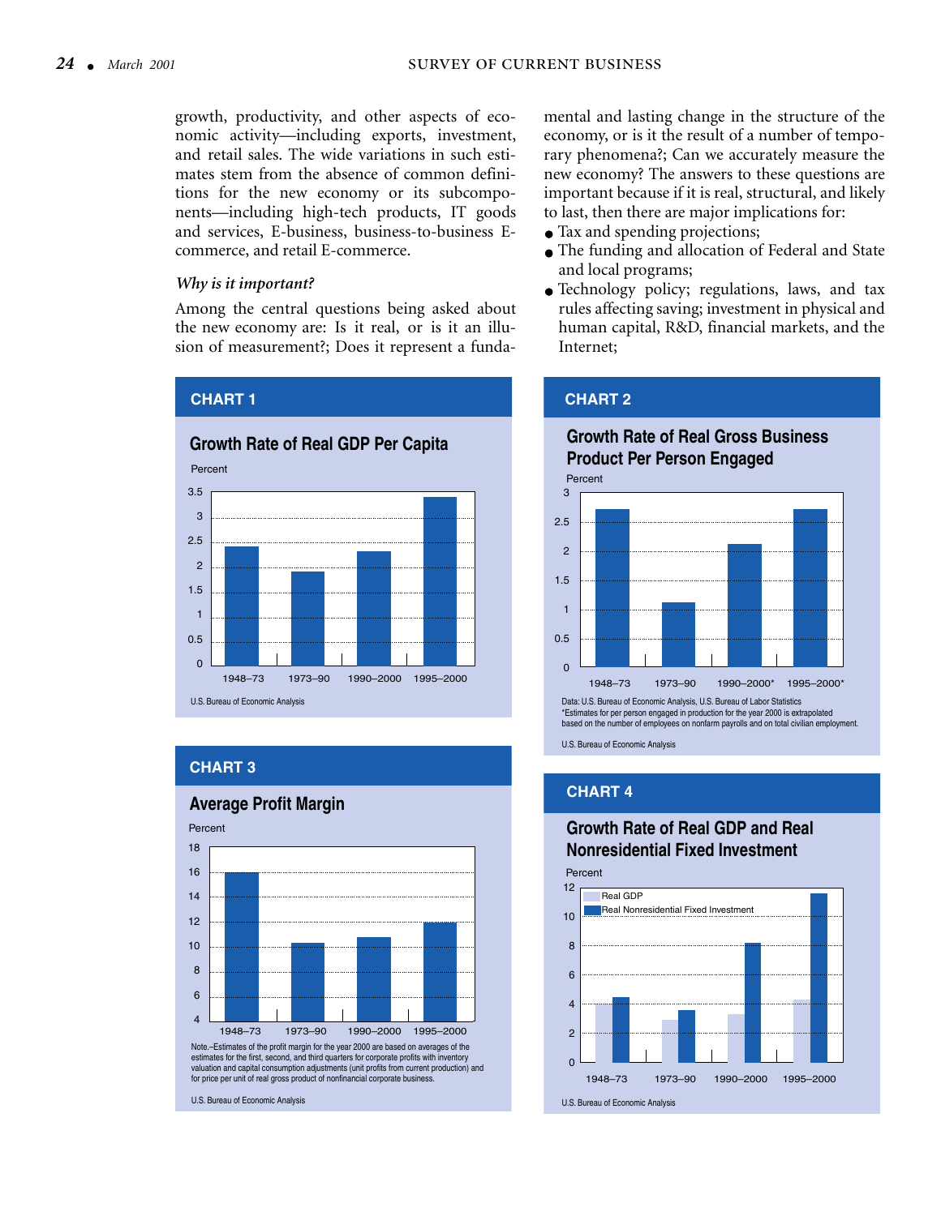growth, productivity, and other aspects of economic activity—including exports, investment, and retail sales. The wide variations in such estimates stem from the absence of common definitions for the new economy or its subcomponents—including high-tech products, IT goods and services, E-business, business-to-business E-commerce, and retail E-commerce.

### *Why is it important?*

Among the central questions being asked about the new economy are: Is it real, or is it an illusion of measurement?; Does it represent a fundamental and lasting change in the structure of the economy, or is it the result of a number of temporary phenomena?; Can we accurately measure the new economy? The answers to these questions are important because if it is real, structural, and likely to last, then there are major implications for:

- Tax and spending projections;
- The funding and allocation of Federal and State and local programs;
- Technology policy; regulations, laws, and tax rules affecting saving; investment in physical and human capital, R&D, financial markets, and the Internet;

**CHART 1**

**Growth Rate of Real GDP Per Capita**

Percent

U.S. Bureau of Economic Analysis

**CHART 2**

**Growth Rate of Real Gross Business Product Per Person Engaged**

Percent

Data: U.S. Bureau of Economic Analysis, U.S. Bureau of Labor Statistics
*Estimates for per person engaged in production for the year 2000 is extrapolated based on the number of employees on nonfarm payrolls and on total civilian employment.

U.S. Bureau of Economic Analysis

**CHART 3**

**Average Profit Margin**

Percent

Note.–Estimates of the profit margin for the year 2000 are based on averages of the estimates for the first, second, and third quarters for corporate profits with inventory valuation and capital consumption adjustments (unit profits from current production) and for price per unit of real gross product of nonfinancial corporate business.

U.S. Bureau of Economic Analysis

**CHART 4**

**Growth Rate of Real GDP and Real Nonresidential Fixed Investment**

Percent

U.S. Bureau of Economic Analysis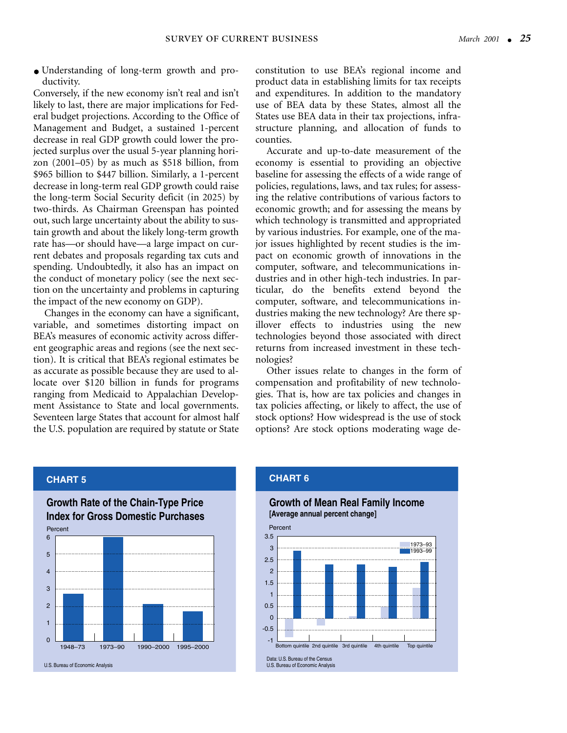- Understanding of long-term growth and productivity.

Conversely, if the new economy isn't real and isn't likely to last, there are major implications for Federal budget projections. According to the Office of Management and Budget, a sustained 1-percent decrease in real GDP growth could lower the projected surplus over the usual 5-year planning horizon (2001–05) by as much as $518 billion, from $965 billion to $447 billion. Similarly, a 1-percent decrease in long-term real GDP growth could raise the long-term Social Security deficit (in 2025) by two-thirds. As Chairman Greenspan has pointed out, such large uncertainty about the ability to sustain growth and about the likely long-term growth rate has—or should have—a large impact on current debates and proposals regarding tax cuts and spending. Undoubtedly, it also has an impact on the conduct of monetary policy (see the next section on the uncertainty and problems in capturing the impact of the new economy on GDP).

Changes in the economy can have a significant, variable, and sometimes distorting impact on BEA's measures of economic activity across different geographic areas and regions (see the next section). It is critical that BEA's regional estimates be as accurate as possible because they are used to allocate over $120 billion in funds for programs ranging from Medicaid to Appalachian Development Assistance to State and local governments. Seventeen large States that account for almost half the U.S. population are required by statute or State constitution to use BEA's regional income and product data in establishing limits for tax receipts and expenditures. In addition to the mandatory use of BEA data by these States, almost all the States use BEA data in their tax projections, infrastructure planning, and allocation of funds to counties.

Accurate and up-to-date measurement of the economy is essential to providing an objective baseline for assessing the effects of a wide range of policies, regulations, laws, and tax rules; for assessing the relative contributions of various factors to economic growth; and for assessing the means by which technology is transmitted and appropriated by various industries. For example, one of the major issues highlighted by recent studies is the impact on economic growth of innovations in the computer, software, and telecommunications industries and in other high-tech industries. In particular, do the benefits extend beyond the computer, software, and telecommunications industries making the new technology? Are there spillover effects to industries using the new technologies beyond those associated with direct returns from increased investment in these technologies?

Other issues relate to changes in the form of compensation and profitability of new technologies. That is, how are tax policies and changes in tax policies affecting, or likely to affect, the use of stock options? How widespread is the use of stock options? Are stock options moderating wage de-

**CHART 5**

**Growth Rate of the Chain-Type Price Index for Gross Domestic Purchases**

Percent

(Bar chart: 1948–73, 1973–90, 1990–2000, 1995–2000)

U.S. Bureau of Economic Analysis

**CHART 6**

**Growth of Mean Real Family Income**
**[Average annual percent change]**

Percent

(Bar chart: 1973–93 and 1993–99 for Bottom quintile, 2nd quintile, 3rd quintile, 4th quintile, Top quintile)

Data: U.S. Bureau of the Census
U.S. Bureau of Economic Analysis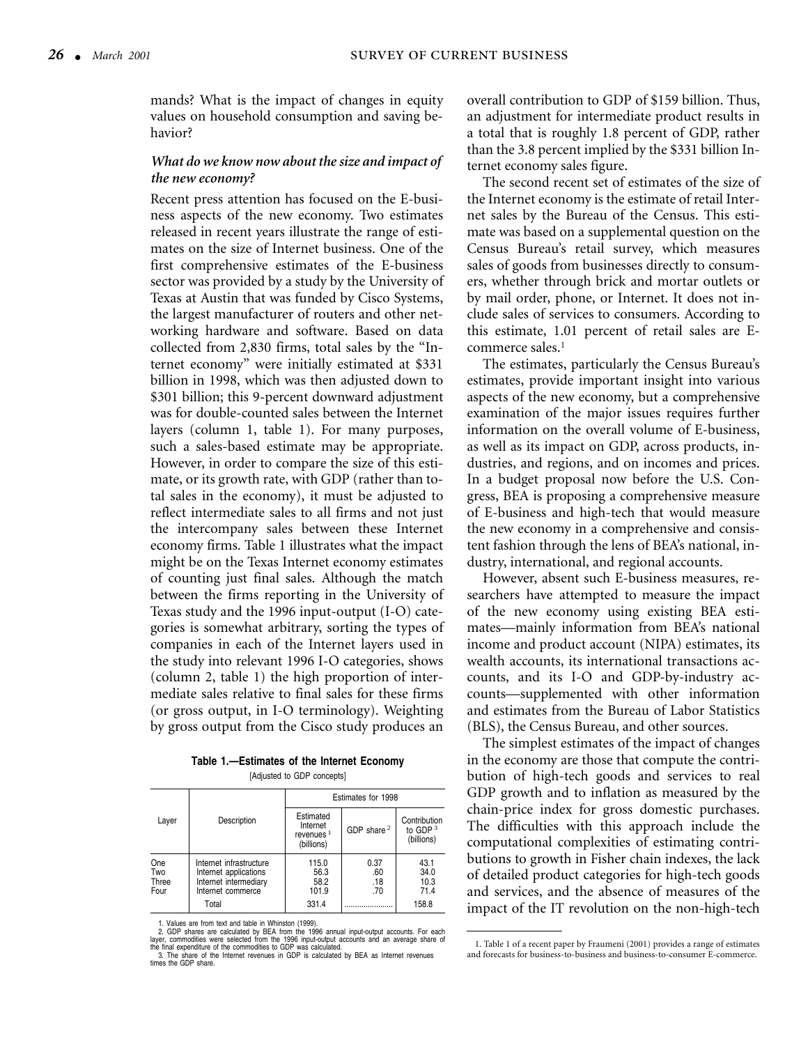mands? What is the impact of changes in equity values on household consumption and saving behavior?

### *What do we know now about the size and impact of the new economy?*

Recent press attention has focused on the E-business aspects of the new economy. Two estimates released in recent years illustrate the range of estimates on the size of Internet business. One of the first comprehensive estimates of the E-business sector was provided by a study by the University of Texas at Austin that was funded by Cisco Systems, the largest manufacturer of routers and other networking hardware and software. Based on data collected from 2,830 firms, total sales by the "Internet economy" were initially estimated at $331 billion in 1998, which was then adjusted down to $301 billion; this 9-percent downward adjustment was for double-counted sales between the Internet layers (column 1, table 1). For many purposes, such a sales-based estimate may be appropriate. However, in order to compare the size of this estimate, or its growth rate, with GDP (rather than total sales in the economy), it must be adjusted to reflect intermediate sales to all firms and not just the intercompany sales between these Internet economy firms. Table 1 illustrates what the impact might be on the Texas Internet economy estimates of counting just final sales. Although the match between the firms reporting in the University of Texas study and the 1996 input-output (I-O) categories is somewhat arbitrary, sorting the types of companies in each of the Internet layers used in the study into relevant 1996 I-O categories, shows (column 2, table 1) the high proportion of intermediate sales relative to final sales for these firms (or gross output, in I-O terminology). Weighting by gross output from the Cisco study produces an overall contribution to GDP of $159 billion. Thus, an adjustment for intermediate product results in a total that is roughly 1.8 percent of GDP, rather than the 3.8 percent implied by the $331 billion Internet economy sales figure.

**Table 1.—Estimates of the Internet Economy**

[Adjusted to GDP concepts]

| Layer | Description | Estimates for 1998 | | |
|---|---|---|---|---|
| | | Estimated Internet revenues [1] (billions) | GDP share [2] | Contribution to GDP [3] (billions) |
| One | Internet infrastructure | 115.0 | 0.37 | 43.1 |
| Two | Internet applications | 56.3 | .60 | 34.0 |
| Three | Internet intermediary | 58.2 | .18 | 10.3 |
| Four | Internet commerce | 101.9 | .70 | 71.4 |
| | Total | 331.4 | ..................... | 158.8 |

1. Values are from text and table in Whinston (1999).
2. GDP shares are calculated by BEA from the 1996 annual input-output accounts. For each layer, commodities were selected from the 1996 input-output accounts and an average share of the final expenditure of the commodities to GDP was calculated.
3. The share of the Internet revenues in GDP is calculated by BEA as Internet revenues times the GDP share.

The second recent set of estimates of the size of the Internet economy is the estimate of retail Internet sales by the Bureau of the Census. This estimate was based on a supplemental question on the Census Bureau's retail survey, which measures sales of goods from businesses directly to consumers, whether through brick and mortar outlets or by mail order, phone, or Internet. It does not include sales of services to consumers. According to this estimate, 1.01 percent of retail sales are E-commerce sales.[1]

The estimates, particularly the Census Bureau's estimates, provide important insight into various aspects of the new economy, but a comprehensive examination of the major issues requires further information on the overall volume of E-business, as well as its impact on GDP, across products, industries, and regions, and on incomes and prices. In a budget proposal now before the U.S. Congress, BEA is proposing a comprehensive measure of E-business and high-tech that would measure the new economy in a comprehensive and consistent fashion through the lens of BEA's national, industry, international, and regional accounts.

However, absent such E-business measures, researchers have attempted to measure the impact of the new economy using existing BEA estimates—mainly information from BEA's national income and product account (NIPA) estimates, its wealth accounts, its international transactions accounts, and its I-O and GDP-by-industry accounts—supplemented with other information and estimates from the Bureau of Labor Statistics (BLS), the Census Bureau, and other sources.

The simplest estimates of the impact of changes in the economy are those that compute the contribution of high-tech goods and services to real GDP growth and to inflation as measured by the chain-price index for gross domestic purchases. The difficulties with this approach include the computational complexities of estimating contributions to growth in Fisher chain indexes, the lack of detailed product categories for high-tech goods and services, and the absence of measures of the impact of the IT revolution on the non-high-tech

---

1. Table 1 of a recent paper by Fraumeni (2001) provides a range of estimates and forecasts for business-to-business and business-to-consumer E-commerce.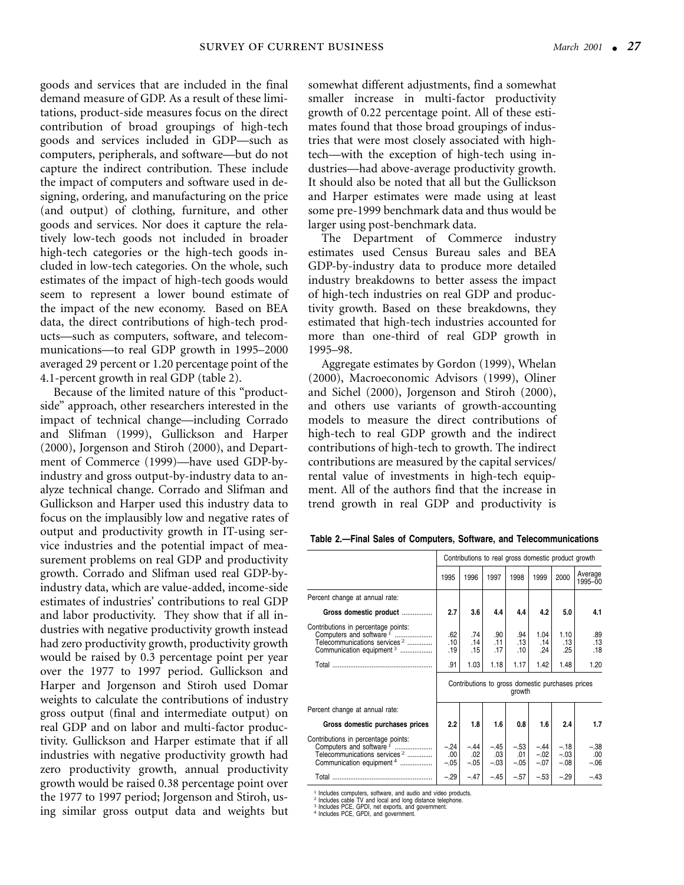goods and services that are included in the final demand measure of GDP. As a result of these limitations, product-side measures focus on the direct contribution of broad groupings of high-tech goods and services included in GDP—such as computers, peripherals, and software—but do not capture the indirect contribution. These include the impact of computers and software used in designing, ordering, and manufacturing on the price (and output) of clothing, furniture, and other goods and services. Nor does it capture the relatively low-tech goods not included in broader high-tech categories or the high-tech goods included in low-tech categories. On the whole, such estimates of the impact of high-tech goods would seem to represent a lower bound estimate of the impact of the new economy. Based on BEA data, the direct contributions of high-tech products—such as computers, software, and telecommunications—to real GDP growth in 1995–2000 averaged 29 percent or 1.20 percentage point of the 4.1-percent growth in real GDP (table 2).

Because of the limited nature of this "product-side" approach, other researchers interested in the impact of technical change—including Corrado and Slifman (1999), Gullickson and Harper (2000), Jorgenson and Stiroh (2000), and Department of Commerce (1999)—have used GDP-by-industry and gross output-by-industry data to analyze technical change. Corrado and Slifman and Gullickson and Harper used this industry data to focus on the implausibly low and negative rates of output and productivity growth in IT-using service industries and the potential impact of measurement problems on real GDP and productivity growth. Corrado and Slifman used real GDP-by-industry data, which are value-added, income-side estimates of industries' contributions to real GDP and labor productivity. They show that if all industries with negative productivity growth instead had zero productivity growth, productivity growth would be raised by 0.3 percentage point per year over the 1977 to 1997 period. Gullickson and Harper and Jorgenson and Stiroh used Domar weights to calculate the contributions of industry gross output (final and intermediate output) on real GDP and on labor and multi-factor productivity. Gullickson and Harper estimate that if all industries with negative productivity growth had zero productivity growth, annual productivity growth would be raised 0.38 percentage point over the 1977 to 1997 period; Jorgenson and Stiroh, using similar gross output data and weights but somewhat different adjustments, find a somewhat smaller increase in multi-factor productivity growth of 0.22 percentage point. All of these estimates found that those broad groupings of industries that were most closely associated with high-tech—with the exception of high-tech using industries—had above-average productivity growth. It should also be noted that all but the Gullickson and Harper estimates were made using at least some pre-1999 benchmark data and thus would be larger using post-benchmark data.

The Department of Commerce industry estimates used Census Bureau sales and BEA GDP-by-industry data to produce more detailed industry breakdowns to better assess the impact of high-tech industries on real GDP and productivity growth. Based on these breakdowns, they estimated that high-tech industries accounted for more than one-third of real GDP growth in 1995–98.

Aggregate estimates by Gordon (1999), Whelan (2000), Macroeconomic Advisors (1999), Oliner and Sichel (2000), Jorgenson and Stiroh (2000), and others use variants of growth-accounting models to measure the direct contributions of high-tech to real GDP growth and the indirect contributions of high-tech to growth. The indirect contributions are measured by the capital services/rental value of investments in high-tech equipment. All of the authors find that the increase in trend growth in real GDP and productivity is

**Table 2.—Final Sales of Computers, Software, and Telecommunications**

| | Contributions to real gross domestic product growth | | | | | | |
|---|---|---|---|---|---|---|---|
| | 1995 | 1996 | 1997 | 1998 | 1999 | 2000 | Average 1995–00 |
| Percent change at annual rate: | | | | | | | |
| **Gross domestic product** | **2.7** | **3.6** | **4.4** | **4.4** | **4.2** | **5.0** | **4.1** |
| Contributions in percentage points: | | | | | | | |
| Computers and software [1] | .62 | .74 | .90 | .94 | 1.04 | 1.10 | .89 |
| Telecommunications services [2] | .10 | .14 | .11 | .13 | .14 | .13 | .13 |
| Communication equipment [3] | .19 | .15 | .17 | .10 | .24 | .25 | .18 |
| Total | .91 | 1.03 | 1.18 | 1.17 | 1.42 | 1.48 | 1.20 |
| | Contributions to gross domestic purchases prices growth | | | | | | |
| Percent change at annual rate: | | | | | | | |
| **Gross domestic purchases prices** | **2.2** | **1.8** | **1.6** | **0.8** | **1.6** | **2.4** | **1.7** |
| Contributions in percentage points: | | | | | | | |
| Computers and software [1] | −.24 | −.44 | −.45 | −.53 | −.44 | −.18 | −.38 |
| Telecommunications services [2] | .00 | .02 | .03 | .01 | −.02 | −.03 | .00 |
| Communication equipment [4] | −.05 | −.05 | −.03 | −.05 | −.07 | −.08 | −.06 |
| Total | −.29 | −.47 | −.45 | −.57 | −.53 | −.29 | −.43 |

1. Includes computers, software, and audio and video products.
2. Includes cable TV and local and long distance telephone.
3. Includes PCE, GPDI, net exports, and government.
4. Includes PCE, GPDI, and government.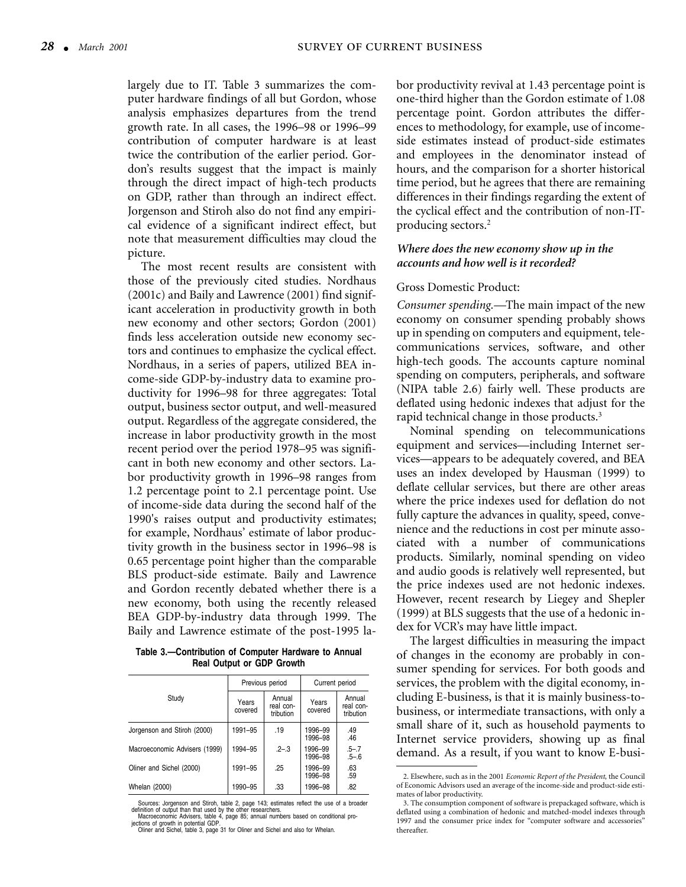largely due to IT. Table 3 summarizes the computer hardware findings of all but Gordon, whose analysis emphasizes departures from the trend growth rate. In all cases, the 1996–98 or 1996–99 contribution of computer hardware is at least twice the contribution of the earlier period. Gordon's results suggest that the impact is mainly through the direct impact of high-tech products on GDP, rather than through an indirect effect. Jorgenson and Stiroh also do not find any empirical evidence of a significant indirect effect, but note that measurement difficulties may cloud the picture.

The most recent results are consistent with those of the previously cited studies. Nordhaus (2001c) and Baily and Lawrence (2001) find significant acceleration in productivity growth in both new economy and other sectors; Gordon (2001) finds less acceleration outside new economy sectors and continues to emphasize the cyclical effect. Nordhaus, in a series of papers, utilized BEA income-side GDP-by-industry data to examine productivity for 1996–98 for three aggregates: Total output, business sector output, and well-measured output. Regardless of the aggregate considered, the increase in labor productivity growth in the most recent period over the period 1978–95 was significant in both new economy and other sectors. Labor productivity growth in 1996–98 ranges from 1.2 percentage point to 2.1 percentage point. Use of income-side data during the second half of the 1990's raises output and productivity estimates; for example, Nordhaus' estimate of labor productivity growth in the business sector in 1996–98 is 0.65 percentage point higher than the comparable BLS product-side estimate. Baily and Lawrence and Gordon recently debated whether there is a new economy, both using the recently released BEA GDP-by-industry data through 1999. The Baily and Lawrence estimate of the post-1995 labor productivity revival at 1.43 percentage point is one-third higher than the Gordon estimate of 1.08 percentage point. Gordon attributes the differences to methodology, for example, use of income-side estimates instead of product-side estimates and employees in the denominator instead of hours, and the comparison for a shorter historical time period, but he agrees that there are remaining differences in their findings regarding the extent of the cyclical effect and the contribution of non-IT-producing sectors.[2]

**Table 3.—Contribution of Computer Hardware to Annual Real Output or GDP Growth**

| Study | Previous period | | Current period | |
|---|---|---|---|---|
| | Years covered | Annual real contribution | Years covered | Annual real contribution |
| Jorgenson and Stiroh (2000) | 1991–95 | .19 | 1996–99<br>1996–98 | .49<br>.46 |
| Macroeconomic Advisers (1999) | 1994–95 | .2–.3 | 1996–99<br>1996–98 | .5–.7<br>.5–.6 |
| Oliner and Sichel (2000) | 1991–95 | .25 | 1996–99<br>1996–98 | .63<br>.59 |
| Whelan (2000) | 1990–95 | .33 | 1996–98 | .82 |

Sources: Jorgenson and Stiroh, table 2, page 143; estimates reflect the use of a broader definition of output than that used by the other researchers.
Macroeconomic Advisers, table 4, page 85; annual numbers based on conditional projections of growth in potential GDP.
Oliner and Sichel, table 3, page 31 for Oliner and Sichel and also for Whelan.

### *Where does the new economy show up in the accounts and how well is it recorded?*

Gross Domestic Product:

*Consumer spending.*—The main impact of the new economy on consumer spending probably shows up in spending on computers and equipment, telecommunications services, software, and other high-tech goods. The accounts capture nominal spending on computers, peripherals, and software (NIPA table 2.6) fairly well. These products are deflated using hedonic indexes that adjust for the rapid technical change in those products.[3]

Nominal spending on telecommunications equipment and services—including Internet services—appears to be adequately covered, and BEA uses an index developed by Hausman (1999) to deflate cellular services, but there are other areas where the price indexes used for deflation do not fully capture the advances in quality, speed, convenience and the reductions in cost per minute associated with a number of communications products. Similarly, nominal spending on video and audio goods is relatively well represented, but the price indexes used are not hedonic indexes. However, recent research by Liegey and Shepler (1999) at BLS suggests that the use of a hedonic index for VCR's may have little impact.

The largest difficulties in measuring the impact of changes in the economy are probably in consumer spending for services. For both goods and services, the problem with the digital economy, including E-business, is that it is mainly business-to-business, or intermediate transactions, with only a small share of it, such as household payments to Internet service providers, showing up as final demand. As a result, if you want to know E-busi-

2. Elsewhere, such as in the 2001 *Economic Report of the President*, the Council of Economic Advisors used an average of the income-side and product-side estimates of labor productivity.

3. The consumption component of software is prepackaged software, which is deflated using a combination of hedonic and matched-model indexes through 1997 and the consumer price index for "computer software and accessories" thereafter.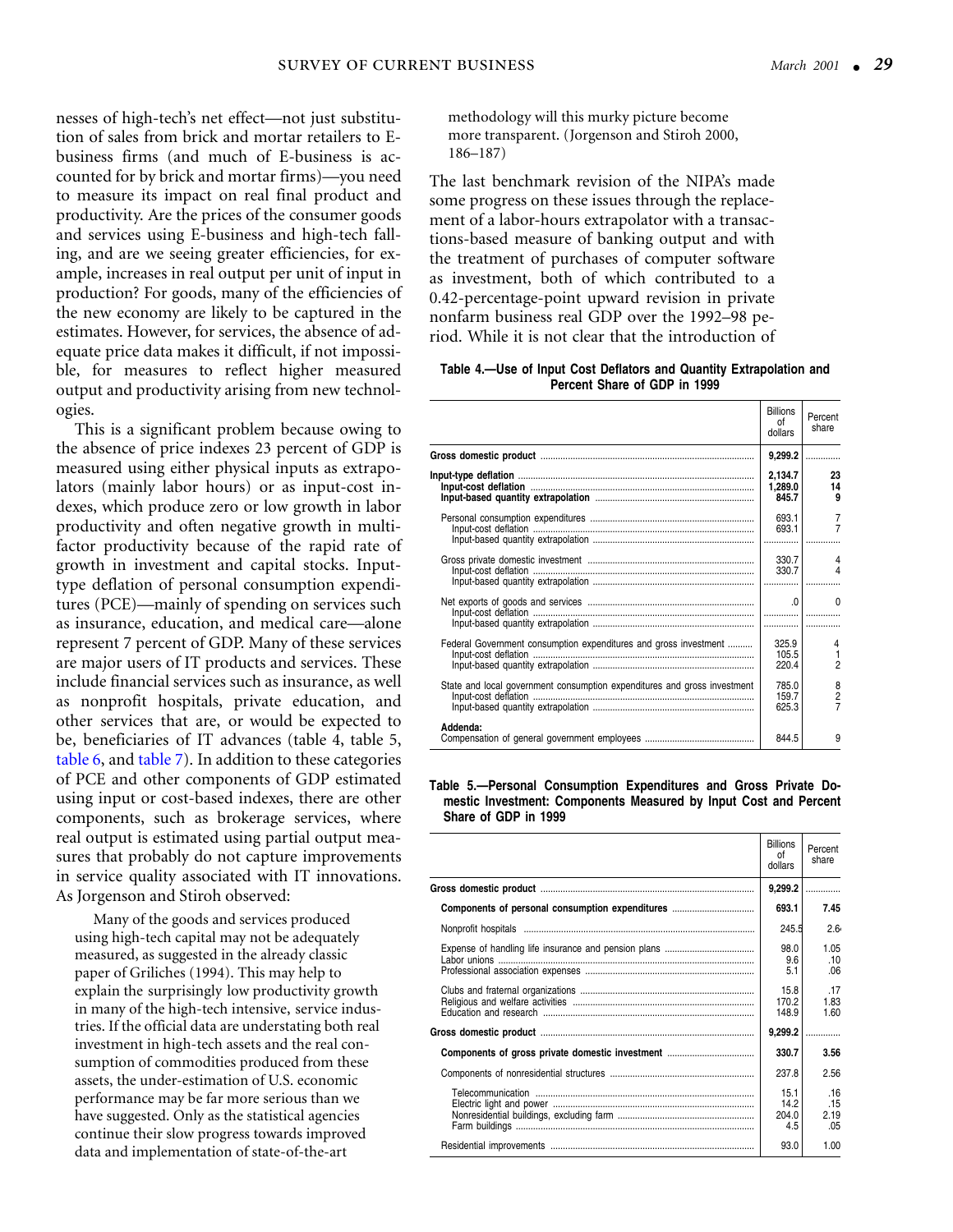nesses of high-tech's net effect—not just substitution of sales from brick and mortar retailers to E-business firms (and much of E-business is accounted for by brick and mortar firms)—you need to measure its impact on real final product and productivity. Are the prices of the consumer goods and services using E-business and high-tech falling, and are we seeing greater efficiencies, for example, increases in real output per unit of input in production? For goods, many of the efficiencies of the new economy are likely to be captured in the estimates. However, for services, the absence of adequate price data makes it difficult, if not impossible, for measures to reflect higher measured output and productivity arising from new technologies.

This is a significant problem because owing to the absence of price indexes 23 percent of GDP is measured using either physical inputs as extrapolators (mainly labor hours) or as input-cost indexes, which produce zero or low growth in labor productivity and often negative growth in multifactor productivity because of the rapid rate of growth in investment and capital stocks. Input-type deflation of personal consumption expenditures (PCE)—mainly of spending on services such as insurance, education, and medical care—alone represent 7 percent of GDP. Many of these services are major users of IT products and services. These include financial services such as insurance, as well as nonprofit hospitals, private education, and other services that are, or would be expected to be, beneficiaries of IT advances (table 4, table 5, table 6, and table 7). In addition to these categories of PCE and other components of GDP estimated using input or cost-based indexes, there are other components, such as brokerage services, where real output is estimated using partial output measures that probably do not capture improvements in service quality associated with IT innovations. As Jorgenson and Stiroh observed:

> Many of the goods and services produced using high-tech capital may not be adequately measured, as suggested in the already classic paper of Griliches (1994). This may help to explain the surprisingly low productivity growth in many of the high-tech intensive, service industries. If the official data are understating both real investment in high-tech assets and the real consumption of commodities produced from these assets, the under-estimation of U.S. economic performance may be far more serious than we have suggested. Only as the statistical agencies continue their slow progress towards improved data and implementation of state-of-the-art methodology will this murky picture become more transparent. (Jorgenson and Stiroh 2000, 186–187)

The last benchmark revision of the NIPA's made some progress on these issues through the replacement of a labor-hours extrapolator with a transactions-based measure of banking output and with the treatment of purchases of computer software as investment, both of which contributed to a 0.42-percentage-point upward revision in private nonfarm business real GDP over the 1992–98 period. While it is not clear that the introduction of

**Table 4.—Use of Input Cost Deflators and Quantity Extrapolation and Percent Share of GDP in 1999**

| | Billions of dollars | Percent share |
|---|---|---|
| **Gross domestic product** | **9,299.2** | .............. |
| **Input-type deflation** | **2,134.7** | **23** |
| **Input-cost deflation** | **1,289.0** | **14** |
| **Input-based quantity extrapolation** | **845.7** | **9** |
| Personal consumption expenditures | 693.1 | 7 |
| Input-cost deflation | 693.1 | 7 |
| Input-based quantity extrapolation | .............. | .............. |
| Gross private domestic investment | 330.7 | 4 |
| Input-cost deflation | 330.7 | 4 |
| Input-based quantity extrapolation | .............. | .............. |
| Net exports of goods and services | .0 | 0 |
| Input-cost deflation | .............. | .............. |
| Input-based quantity extrapolation | .............. | .............. |
| Federal Government consumption expenditures and gross investment | 325.9 | 4 |
| Input-cost deflation | 105.5 | 1 |
| Input-based quantity extrapolation | 220.4 | 2 |
| State and local government consumption expenditures and gross investment | 785.0 | 8 |
| Input-cost deflation | 159.7 | 2 |
| Input-based quantity extrapolation | 625.3 | 7 |
| **Addenda:** | | |
| Compensation of general government employees | 844.5 | 9 |

**Table 5.—Personal Consumption Expenditures and Gross Private Domestic Investment: Components Measured by Input Cost and Percent Share of GDP in 1999**

| | Billions of dollars | Percent share |
|---|---|---|
| **Gross domestic product** | **9,299.2** | .............. |
| **Components of personal consumption expenditures** | **693.1** | **7.45** |
| Nonprofit hospitals | 245.5 | 2.64 |
| Expense of handling life insurance and pension plans | 98.0 | 1.05 |
| Labor unions | 9.6 | .10 |
| Professional association expenses | 5.1 | .06 |
| Clubs and fraternal organizations | 15.8 | .17 |
| Religious and welfare activities | 170.2 | 1.83 |
| Education and research | 148.9 | 1.60 |
| **Gross domestic product** | **9,299.2** | .............. |
| **Components of gross private domestic investment** | **330.7** | **3.56** |
| Components of nonresidential structures | 237.8 | 2.56 |
| Telecommunication | 15.1 | .16 |
| Electric light and power | 14.2 | .15 |
| Nonresidential buildings, excluding farm | 204.0 | 2.19 |
| Farm buildings | 4.5 | .05 |
| Residential improvements | 93.0 | 1.00 |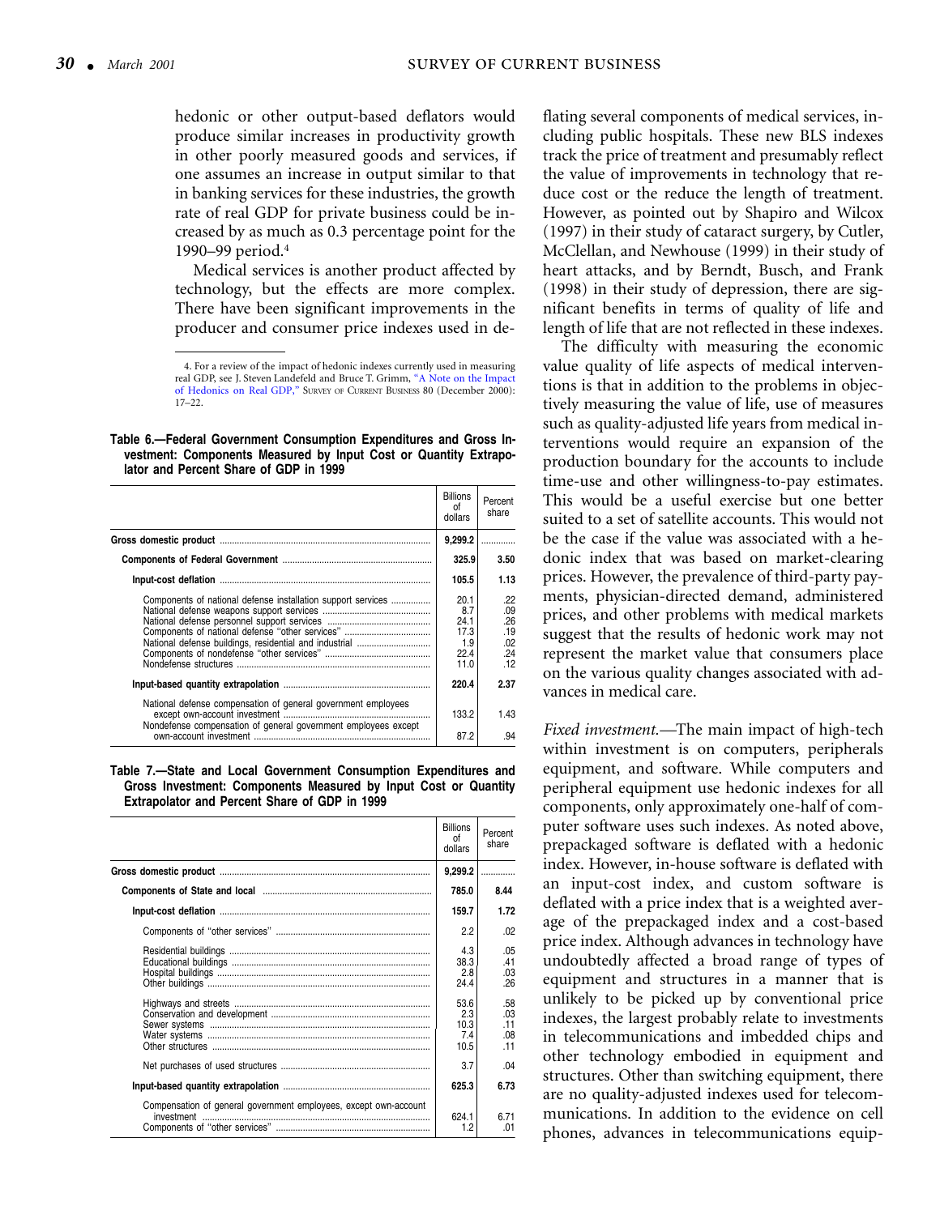hedonic or other output-based deflators would produce similar increases in productivity growth in other poorly measured goods and services, if one assumes an increase in output similar to that in banking services for these industries, the growth rate of real GDP for private business could be increased by as much as 0.3 percentage point for the 1990–99 period.[4]

Medical services is another product affected by technology, but the effects are more complex. There have been significant improvements in the producer and consumer price indexes used in deflating several components of medical services, including public hospitals. These new BLS indexes track the price of treatment and presumably reflect the value of improvements in technology that reduce cost or the reduce the length of treatment. However, as pointed out by Shapiro and Wilcox (1997) in their study of cataract surgery, by Cutler, McClellan, and Newhouse (1999) in their study of heart attacks, and by Berndt, Busch, and Frank (1998) in their study of depression, there are significant benefits in terms of quality of life and length of life that are not reflected in these indexes.

The difficulty with measuring the economic value quality of life aspects of medical interventions is that in addition to the problems in objectively measuring the value of life, use of measures such as quality-adjusted life years from medical interventions would require an expansion of the production boundary for the accounts to include time-use and other willingness-to-pay estimates. This would be a useful exercise but one better suited to a set of satellite accounts. This would not be the case if the value was associated with a hedonic index that was based on market-clearing prices. However, the prevalence of third-party payments, physician-directed demand, administered prices, and other problems with medical markets suggest that the results of hedonic work may not represent the market value that consumers place on the various quality changes associated with advances in medical care.

*Fixed investment.*—The main impact of high-tech within investment is on computers, peripherals equipment, and software. While computers and peripheral equipment use hedonic indexes for all components, only approximately one-half of computer software uses such indexes. As noted above, prepackaged software is deflated with a hedonic index. However, in-house software is deflated with an input-cost index, and custom software is deflated with a price index that is a weighted average of the prepackaged index and a cost-based price index. Although advances in technology have undoubtedly affected a broad range of types of equipment and structures in a manner that is unlikely to be picked up by conventional price indexes, the largest probably relate to investments in telecommunications and imbedded chips and other technology embodied in equipment and structures. Other than switching equipment, there are no quality-adjusted indexes used for telecommunications. In addition to the evidence on cell phones, advances in telecommunications equip-

4. For a review of the impact of hedonic indexes currently used in measuring real GDP, see J. Steven Landefeld and Bruce T. Grimm, "A Note on the Impact of Hedonics on Real GDP," Survey of Current Business 80 (December 2000): 17–22.

**Table 6.—Federal Government Consumption Expenditures and Gross Investment: Components Measured by Input Cost or Quantity Extrapolator and Percent Share of GDP in 1999**

| | Billions of dollars | Percent share |
|---|---|---|
| **Gross domestic product** | **9,299.2** | |
| **Components of Federal Government** | **325.9** | **3.50** |
| **Input-cost deflation** | **105.5** | **1.13** |
| Components of national defense installation support services | 20.1 | .22 |
| National defense weapons support services | 8.7 | .09 |
| National defense personnel support services | 24.1 | .26 |
| Components of national defense "other services" | 17.3 | .19 |
| National defense buildings, residential and industrial | 1.9 | .02 |
| Components of nondefense "other services" | 22.4 | .24 |
| Nondefense structures | 11.0 | .12 |
| **Input-based quantity extrapolation** | **220.4** | **2.37** |
| National defense compensation of general government employees except own-account investment | 133.2 | 1.43 |
| Nondefense compensation of general government employees except own-account investment | 87.2 | .94 |

**Table 7.—State and Local Government Consumption Expenditures and Gross Investment: Components Measured by Input Cost or Quantity Extrapolator and Percent Share of GDP in 1999**

| | Billions of dollars | Percent share |
|---|---|---|
| **Gross domestic product** | **9,299.2** | |
| **Components of State and local** | **785.0** | **8.44** |
| **Input-cost deflation** | **159.7** | **1.72** |
| Components of "other services" | 2.2 | .02 |
| Residential buildings | 4.3 | .05 |
| Educational buildings | 38.3 | .41 |
| Hospital buildings | 2.8 | .03 |
| Other buildings | 24.4 | .26 |
| Highways and streets | 53.6 | .58 |
| Conservation and development | 2.3 | .03 |
| Sewer systems | 10.3 | .11 |
| Water systems | 7.4 | .08 |
| Other structures | 10.5 | .11 |
| Net purchases of used structures | 3.7 | .04 |
| **Input-based quantity extrapolation** | **625.3** | **6.73** |
| Compensation of general government employees, except own-account investment | 624.1 | 6.71 |
| Components of "other services" | 1.2 | .01 |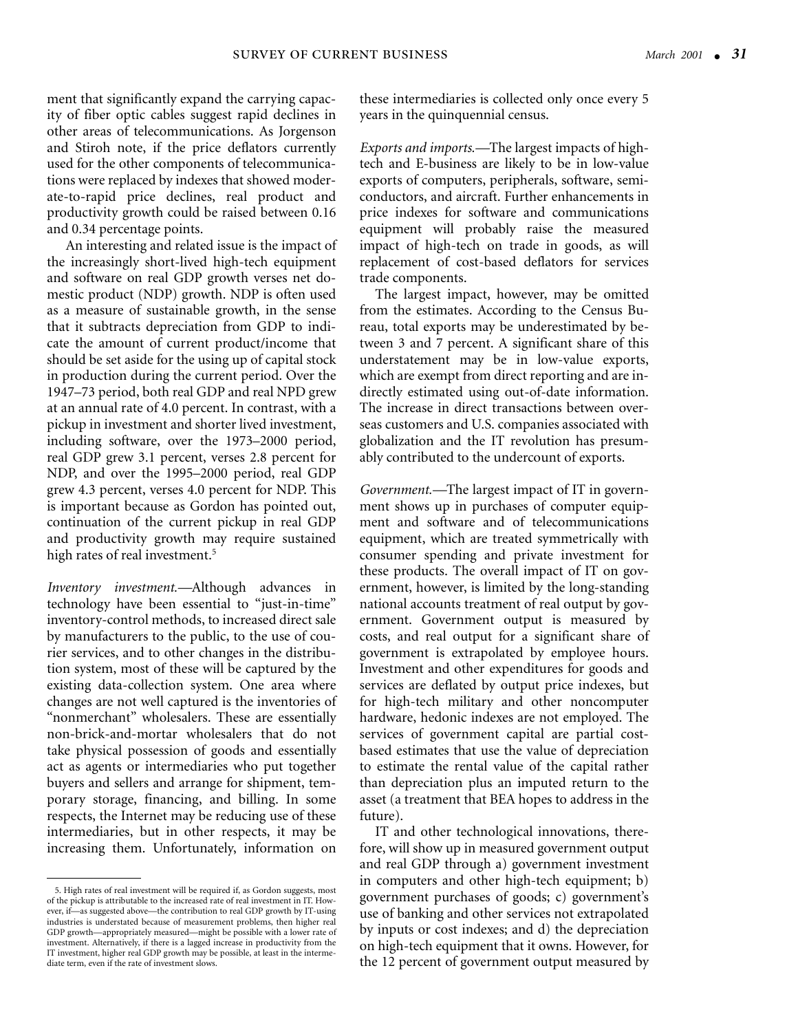ment that significantly expand the carrying capacity of fiber optic cables suggest rapid declines in other areas of telecommunications. As Jorgenson and Stiroh note, if the price deflators currently used for the other components of telecommunications were replaced by indexes that showed moderate-to-rapid price declines, real product and productivity growth could be raised between 0.16 and 0.34 percentage points.

An interesting and related issue is the impact of the increasingly short-lived high-tech equipment and software on real GDP growth verses net domestic product (NDP) growth. NDP is often used as a measure of sustainable growth, in the sense that it subtracts depreciation from GDP to indicate the amount of current product/income that should be set aside for the using up of capital stock in production during the current period. Over the 1947–73 period, both real GDP and real NPD grew at an annual rate of 4.0 percent. In contrast, with a pickup in investment and shorter lived investment, including software, over the 1973–2000 period, real GDP grew 3.1 percent, verses 2.8 percent for NDP, and over the 1995–2000 period, real GDP grew 4.3 percent, verses 4.0 percent for NDP. This is important because as Gordon has pointed out, continuation of the current pickup in real GDP and productivity growth may require sustained high rates of real investment.[5]

*Inventory investment.*—Although advances in technology have been essential to "just-in-time" inventory-control methods, to increased direct sale by manufacturers to the public, to the use of courier services, and to other changes in the distribution system, most of these will be captured by the existing data-collection system. One area where changes are not well captured is the inventories of "nonmerchant" wholesalers. These are essentially non-brick-and-mortar wholesalers that do not take physical possession of goods and essentially act as agents or intermediaries who put together buyers and sellers and arrange for shipment, temporary storage, financing, and billing. In some respects, the Internet may be reducing use of these intermediaries, but in other respects, it may be increasing them. Unfortunately, information on these intermediaries is collected only once every 5 years in the quinquennial census.

*Exports and imports.*—The largest impacts of high-tech and E-business are likely to be in low-value exports of computers, peripherals, software, semiconductors, and aircraft. Further enhancements in price indexes for software and communications equipment will probably raise the measured impact of high-tech on trade in goods, as will replacement of cost-based deflators for services trade components.

The largest impact, however, may be omitted from the estimates. According to the Census Bureau, total exports may be underestimated by between 3 and 7 percent. A significant share of this understatement may be in low-value exports, which are exempt from direct reporting and are indirectly estimated using out-of-date information. The increase in direct transactions between overseas customers and U.S. companies associated with globalization and the IT revolution has presumably contributed to the undercount of exports.

*Government.*—The largest impact of IT in government shows up in purchases of computer equipment and software and of telecommunications equipment, which are treated symmetrically with consumer spending and private investment for these products. The overall impact of IT on government, however, is limited by the long-standing national accounts treatment of real output by government. Government output is measured by costs, and real output for a significant share of government is extrapolated by employee hours. Investment and other expenditures for goods and services are deflated by output price indexes, but for high-tech military and other noncomputer hardware, hedonic indexes are not employed. The services of government capital are partial cost-based estimates that use the value of depreciation to estimate the rental value of the capital rather than depreciation plus an imputed return to the asset (a treatment that BEA hopes to address in the future).

IT and other technological innovations, therefore, will show up in measured government output and real GDP through a) government investment in computers and other high-tech equipment; b) government purchases of goods; c) government's use of banking and other services not extrapolated by inputs or cost indexes; and d) the depreciation on high-tech equipment that it owns. However, for the 12 percent of government output measured by

5. High rates of real investment will be required if, as Gordon suggests, most of the pickup is attributable to the increased rate of real investment in IT. However, if—as suggested above—the contribution to real GDP growth by IT-using industries is understated because of measurement problems, then higher real GDP growth—appropriately measured—might be possible with a lower rate of investment. Alternatively, if there is a lagged increase in productivity from the IT investment, higher real GDP growth may be possible, at least in the intermediate term, even if the rate of investment slows.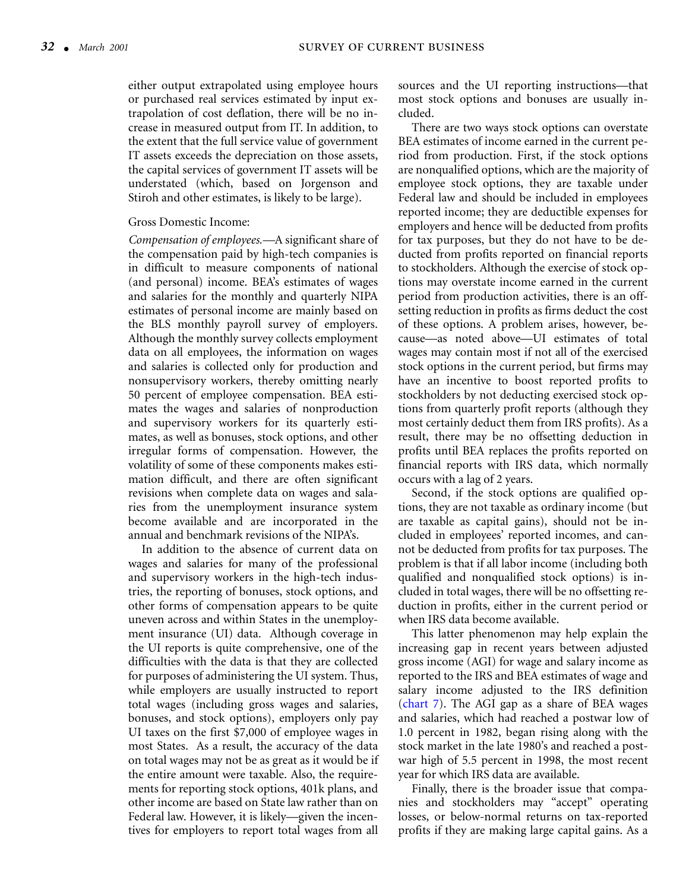either output extrapolated using employee hours or purchased real services estimated by input extrapolation of cost deflation, there will be no increase in measured output from IT. In addition, to the extent that the full service value of government IT assets exceeds the depreciation on those assets, the capital services of government IT assets will be understated (which, based on Jorgenson and Stiroh and other estimates, is likely to be large).

Gross Domestic Income:

*Compensation of employees.*—A significant share of the compensation paid by high-tech companies is in difficult to measure components of national (and personal) income. BEA's estimates of wages and salaries for the monthly and quarterly NIPA estimates of personal income are mainly based on the BLS monthly payroll survey of employers. Although the monthly survey collects employment data on all employees, the information on wages and salaries is collected only for production and nonsupervisory workers, thereby omitting nearly 50 percent of employee compensation. BEA estimates the wages and salaries of nonproduction and supervisory workers for its quarterly estimates, as well as bonuses, stock options, and other irregular forms of compensation. However, the volatility of some of these components makes estimation difficult, and there are often significant revisions when complete data on wages and salaries from the unemployment insurance system become available and are incorporated in the annual and benchmark revisions of the NIPA's.

In addition to the absence of current data on wages and salaries for many of the professional and supervisory workers in the high-tech industries, the reporting of bonuses, stock options, and other forms of compensation appears to be quite uneven across and within States in the unemployment insurance (UI) data. Although coverage in the UI reports is quite comprehensive, one of the difficulties with the data is that they are collected for purposes of administering the UI system. Thus, while employers are usually instructed to report total wages (including gross wages and salaries, bonuses, and stock options), employers only pay UI taxes on the first $7,000 of employee wages in most States. As a result, the accuracy of the data on total wages may not be as great as it would be if the entire amount were taxable. Also, the requirements for reporting stock options, 401k plans, and other income are based on State law rather than on Federal law. However, it is likely—given the incentives for employers to report total wages from all sources and the UI reporting instructions—that most stock options and bonuses are usually included.

There are two ways stock options can overstate BEA estimates of income earned in the current period from production. First, if the stock options are nonqualified options, which are the majority of employee stock options, they are taxable under Federal law and should be included in employees reported income; they are deductible expenses for employers and hence will be deducted from profits for tax purposes, but they do not have to be deducted from profits reported on financial reports to stockholders. Although the exercise of stock options may overstate income earned in the current period from production activities, there is an offsetting reduction in profits as firms deduct the cost of these options. A problem arises, however, because—as noted above—UI estimates of total wages may contain most if not all of the exercised stock options in the current period, but firms may have an incentive to boost reported profits to stockholders by not deducting exercised stock options from quarterly profit reports (although they most certainly deduct them from IRS profits). As a result, there may be no offsetting deduction in profits until BEA replaces the profits reported on financial reports with IRS data, which normally occurs with a lag of 2 years.

Second, if the stock options are qualified options, they are not taxable as ordinary income (but are taxable as capital gains), should not be included in employees' reported incomes, and cannot be deducted from profits for tax purposes. The problem is that if all labor income (including both qualified and nonqualified stock options) is included in total wages, there will be no offsetting reduction in profits, either in the current period or when IRS data become available.

This latter phenomenon may help explain the increasing gap in recent years between adjusted gross income (AGI) for wage and salary income as reported to the IRS and BEA estimates of wage and salary income adjusted to the IRS definition (chart 7). The AGI gap as a share of BEA wages and salaries, which had reached a postwar low of 1.0 percent in 1982, began rising along with the stock market in the late 1980's and reached a postwar high of 5.5 percent in 1998, the most recent year for which IRS data are available.

Finally, there is the broader issue that companies and stockholders may "accept" operating losses, or below-normal returns on tax-reported profits if they are making large capital gains. As a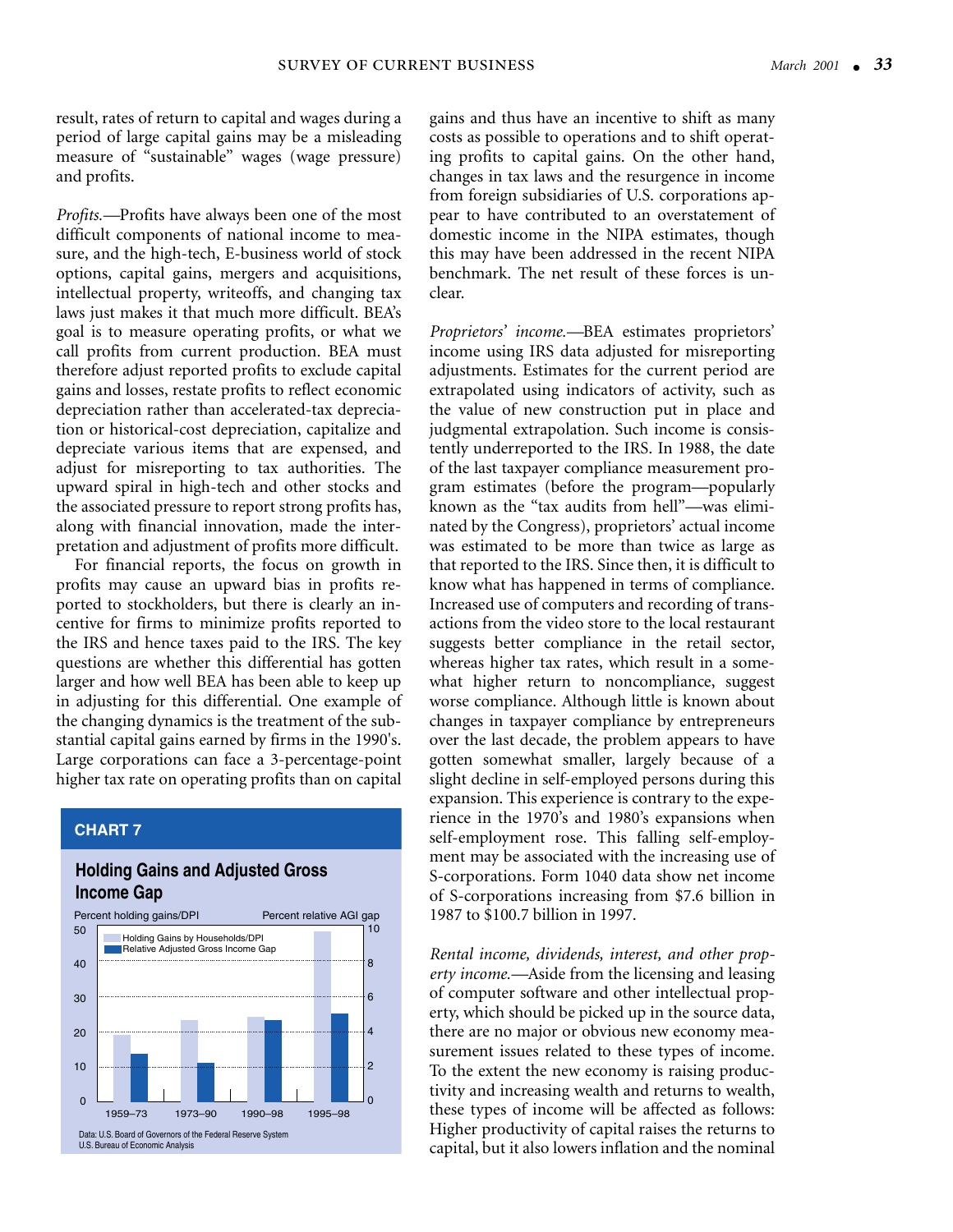result, rates of return to capital and wages during a period of large capital gains may be a misleading measure of "sustainable" wages (wage pressure) and profits.

*Profits.*—Profits have always been one of the most difficult components of national income to measure, and the high-tech, E-business world of stock options, capital gains, mergers and acquisitions, intellectual property, writeoffs, and changing tax laws just makes it that much more difficult. BEA's goal is to measure operating profits, or what we call profits from current production. BEA must therefore adjust reported profits to exclude capital gains and losses, restate profits to reflect economic depreciation rather than accelerated-tax depreciation or historical-cost depreciation, capitalize and depreciate various items that are expensed, and adjust for misreporting to tax authorities. The upward spiral in high-tech and other stocks and the associated pressure to report strong profits has, along with financial innovation, made the interpretation and adjustment of profits more difficult.

For financial reports, the focus on growth in profits may cause an upward bias in profits reported to stockholders, but there is clearly an incentive for firms to minimize profits reported to the IRS and hence taxes paid to the IRS. The key questions are whether this differential has gotten larger and how well BEA has been able to keep up in adjusting for this differential. One example of the changing dynamics is the treatment of the substantial capital gains earned by firms in the 1990's. Large corporations can face a 3-percentage-point higher tax rate on operating profits than on capital gains and thus have an incentive to shift as many costs as possible to operations and to shift operating profits to capital gains. On the other hand, changes in tax laws and the resurgence in income from foreign subsidiaries of U.S. corporations appear to have contributed to an overstatement of domestic income in the NIPA estimates, though this may have been addressed in the recent NIPA benchmark. The net result of these forces is unclear.

**CHART 7**

**Holding Gains and Adjusted Gross Income Gap**

| Period | Holding Gains by Households/DPI (percent) | Relative Adjusted Gross Income Gap (percent) |
|---|---|---|
| 1959–73 | ~19.5 | ~2.8 |
| 1973–90 | ~23.5 | ~2.3 |
| 1990–98 | ~24.5 | ~4.7 |
| 1995–98 | ~49 | ~5.1 |

Data: U.S. Board of Governors of the Federal Reserve System
U.S. Bureau of Economic Analysis

*Proprietors' income.*—BEA estimates proprietors' income using IRS data adjusted for misreporting adjustments. Estimates for the current period are extrapolated using indicators of activity, such as the value of new construction put in place and judgmental extrapolation. Such income is consistently underreported to the IRS. In 1988, the date of the last taxpayer compliance measurement program estimates (before the program—popularly known as the "tax audits from hell"—was eliminated by the Congress), proprietors' actual income was estimated to be more than twice as large as that reported to the IRS. Since then, it is difficult to know what has happened in terms of compliance. Increased use of computers and recording of transactions from the video store to the local restaurant suggests better compliance in the retail sector, whereas higher tax rates, which result in a somewhat higher return to noncompliance, suggest worse compliance. Although little is known about changes in taxpayer compliance by entrepreneurs over the last decade, the problem appears to have gotten somewhat smaller, largely because of a slight decline in self-employed persons during this expansion. This experience is contrary to the experience in the 1970's and 1980's expansions when self-employment rose. This falling self-employment may be associated with the increasing use of S-corporations. Form 1040 data show net income of S-corporations increasing from $7.6 billion in 1987 to $100.7 billion in 1997.

*Rental income, dividends, interest, and other property income.*—Aside from the licensing and leasing of computer software and other intellectual property, which should be picked up in the source data, there are no major or obvious new economy measurement issues related to these types of income. To the extent the new economy is raising productivity and increasing wealth and returns to wealth, these types of income will be affected as follows: Higher productivity of capital raises the returns to capital, but it also lowers inflation and the nominal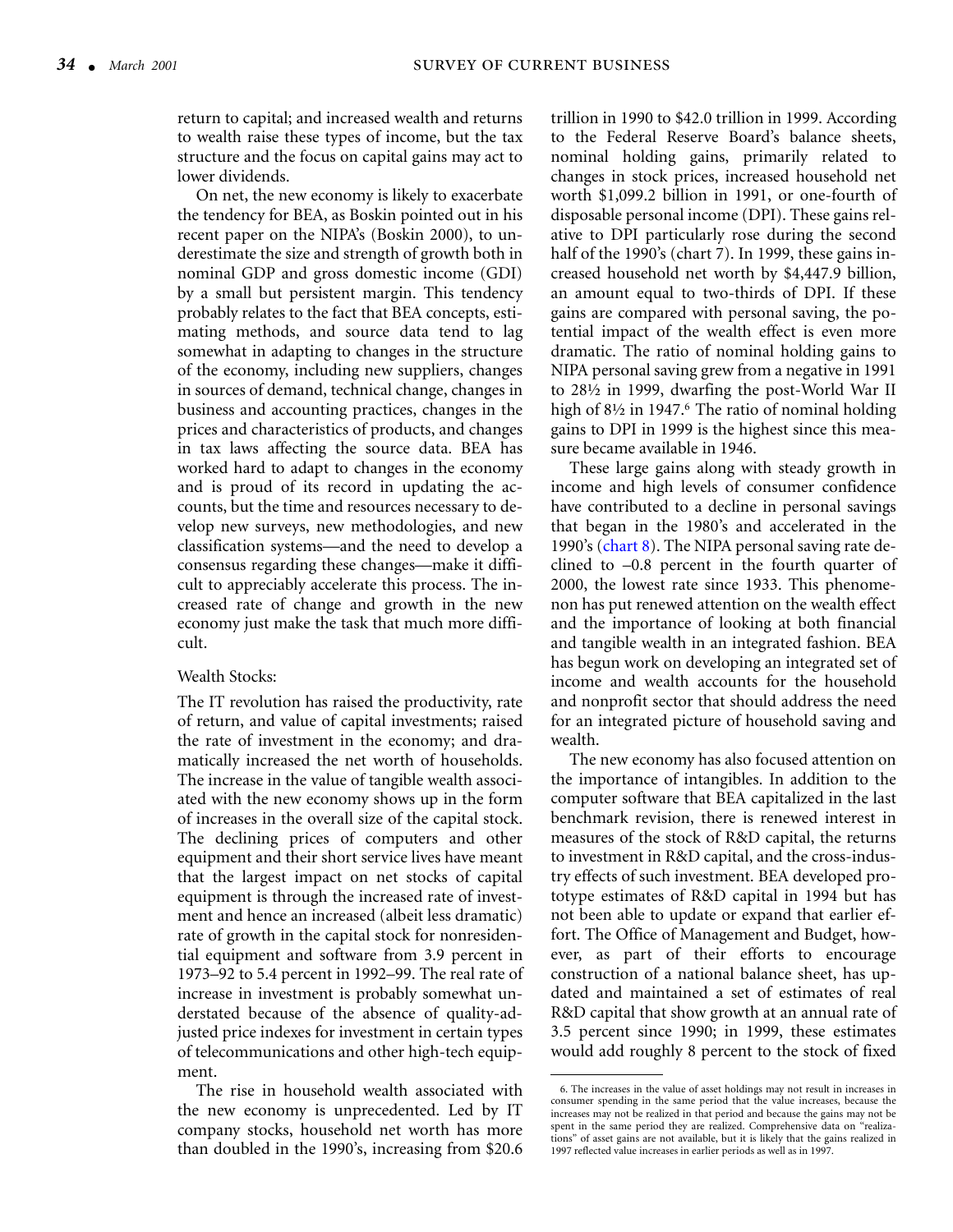return to capital; and increased wealth and returns to wealth raise these types of income, but the tax structure and the focus on capital gains may act to lower dividends.

On net, the new economy is likely to exacerbate the tendency for BEA, as Boskin pointed out in his recent paper on the NIPA's (Boskin 2000), to underestimate the size and strength of growth both in nominal GDP and gross domestic income (GDI) by a small but persistent margin. This tendency probably relates to the fact that BEA concepts, estimating methods, and source data tend to lag somewhat in adapting to changes in the structure of the economy, including new suppliers, changes in sources of demand, technical change, changes in business and accounting practices, changes in the prices and characteristics of products, and changes in tax laws affecting the source data. BEA has worked hard to adapt to changes in the economy and is proud of its record in updating the accounts, but the time and resources necessary to develop new surveys, new methodologies, and new classification systems—and the need to develop a consensus regarding these changes—make it difficult to appreciably accelerate this process. The increased rate of change and growth in the new economy just make the task that much more difficult.

Wealth Stocks:

The IT revolution has raised the productivity, rate of return, and value of capital investments; raised the rate of investment in the economy; and dramatically increased the net worth of households. The increase in the value of tangible wealth associated with the new economy shows up in the form of increases in the overall size of the capital stock. The declining prices of computers and other equipment and their short service lives have meant that the largest impact on net stocks of capital equipment is through the increased rate of investment and hence an increased (albeit less dramatic) rate of growth in the capital stock for nonresidential equipment and software from 3.9 percent in 1973–92 to 5.4 percent in 1992–99. The real rate of increase in investment is probably somewhat understated because of the absence of quality-adjusted price indexes for investment in certain types of telecommunications and other high-tech equipment.

The rise in household wealth associated with the new economy is unprecedented. Led by IT company stocks, household net worth has more than doubled in the 1990's, increasing from $20.6 trillion in 1990 to $42.0 trillion in 1999. According to the Federal Reserve Board's balance sheets, nominal holding gains, primarily related to changes in stock prices, increased household net worth $1,099.2 billion in 1991, or one-fourth of disposable personal income (DPI). These gains relative to DPI particularly rose during the second half of the 1990's (chart 7). In 1999, these gains increased household net worth by $4,447.9 billion, an amount equal to two-thirds of DPI. If these gains are compared with personal saving, the potential impact of the wealth effect is even more dramatic. The ratio of nominal holding gains to NIPA personal saving grew from a negative in 1991 to 28½ in 1999, dwarfing the post-World War II high of 8½ in 1947.[6] The ratio of nominal holding gains to DPI in 1999 is the highest since this measure became available in 1946.

These large gains along with steady growth in income and high levels of consumer confidence have contributed to a decline in personal savings that began in the 1980's and accelerated in the 1990's (chart 8). The NIPA personal saving rate declined to –0.8 percent in the fourth quarter of 2000, the lowest rate since 1933. This phenomenon has put renewed attention on the wealth effect and the importance of looking at both financial and tangible wealth in an integrated fashion. BEA has begun work on developing an integrated set of income and wealth accounts for the household and nonprofit sector that should address the need for an integrated picture of household saving and wealth.

The new economy has also focused attention on the importance of intangibles. In addition to the computer software that BEA capitalized in the last benchmark revision, there is renewed interest in measures of the stock of R&D capital, the returns to investment in R&D capital, and the cross-industry effects of such investment. BEA developed prototype estimates of R&D capital in 1994 but has not been able to update or expand that earlier effort. The Office of Management and Budget, however, as part of their efforts to encourage construction of a national balance sheet, has updated and maintained a set of estimates of real R&D capital that show growth at an annual rate of 3.5 percent since 1990; in 1999, these estimates would add roughly 8 percent to the stock of fixed

6. The increases in the value of asset holdings may not result in increases in consumer spending in the same period that the value increases, because the increases may not be realized in that period and because the gains may not be spent in the same period they are realized. Comprehensive data on "realizations" of asset gains are not available, but it is likely that the gains realized in 1997 reflected value increases in earlier periods as well as in 1997.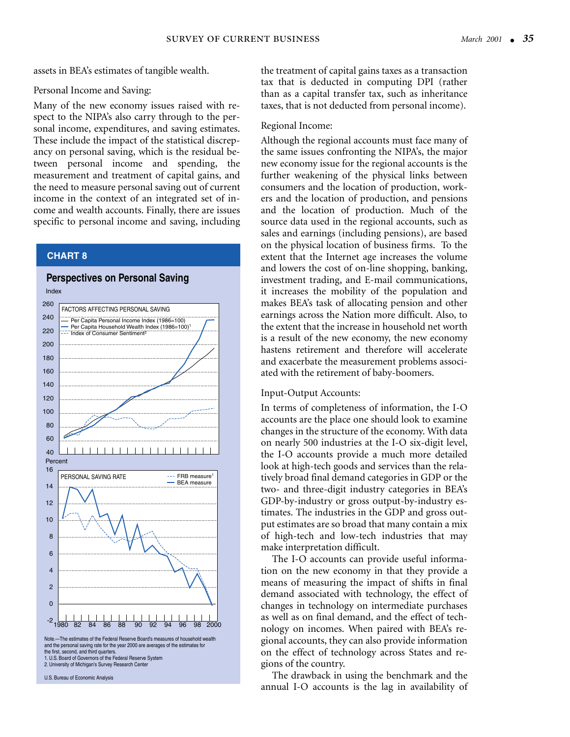assets in BEA's estimates of tangible wealth.

Personal Income and Saving:

Many of the new economy issues raised with respect to the NIPA's also carry through to the personal income, expenditures, and saving estimates. These include the impact of the statistical discrepancy on personal saving, which is the residual between personal income and spending, the measurement and treatment of capital gains, and the need to measure personal saving out of current income in the context of an integrated set of income and wealth accounts. Finally, there are issues specific to personal income and saving, including the treatment of capital gains taxes as a transaction tax that is deducted in computing DPI (rather than as a capital transfer tax, such as inheritance taxes, that is not deducted from personal income).

**CHART 8**

**Perspectives on Personal Saving**

FACTORS AFFECTING PERSONAL SAVING (Index)
- Per Capita Personal Income Index (1986=100)
- Per Capita Household Wealth Index (1986=100)[1]
- Index of Consumer Sentiment[2]

PERSONAL SAVING RATE (Percent)
- FRB measure[1]
- BEA measure

Note.—The estimates of the Federal Reserve Board's measures of household wealth and the personal saving rate for the year 2000 are averages of the estimates for the first, second, and third quarters.
1. U.S. Board of Governors of the Federal Reserve System
2. University of Michigan's Survey Research Center

U.S. Bureau of Economic Analysis

Regional Income:

Although the regional accounts must face many of the same issues confronting the NIPA's, the major new economy issue for the regional accounts is the further weakening of the physical links between consumers and the location of production, workers and the location of production, and pensions and the location of production. Much of the source data used in the regional accounts, such as sales and earnings (including pensions), are based on the physical location of business firms. To the extent that the Internet age increases the volume and lowers the cost of on-line shopping, banking, investment trading, and E-mail communications, it increases the mobility of the population and makes BEA's task of allocating pension and other earnings across the Nation more difficult. Also, to the extent that the increase in household net worth is a result of the new economy, the new economy hastens retirement and therefore will accelerate and exacerbate the measurement problems associated with the retirement of baby-boomers.

Input-Output Accounts:

In terms of completeness of information, the I-O accounts are the place one should look to examine changes in the structure of the economy. With data on nearly 500 industries at the I-O six-digit level, the I-O accounts provide a much more detailed look at high-tech goods and services than the relatively broad final demand categories in GDP or the two- and three-digit industry categories in BEA's GDP-by-industry or gross output-by-industry estimates. The industries in the GDP and gross output estimates are so broad that many contain a mix of high-tech and low-tech industries that may make interpretation difficult.

The I-O accounts can provide useful information on the new economy in that they provide a means of measuring the impact of shifts in final demand associated with technology, the effect of changes in technology on intermediate purchases as well as on final demand, and the effect of technology on incomes. When paired with BEA's regional accounts, they can also provide information on the effect of technology across States and regions of the country.

The drawback in using the benchmark and the annual I-O accounts is the lag in availability of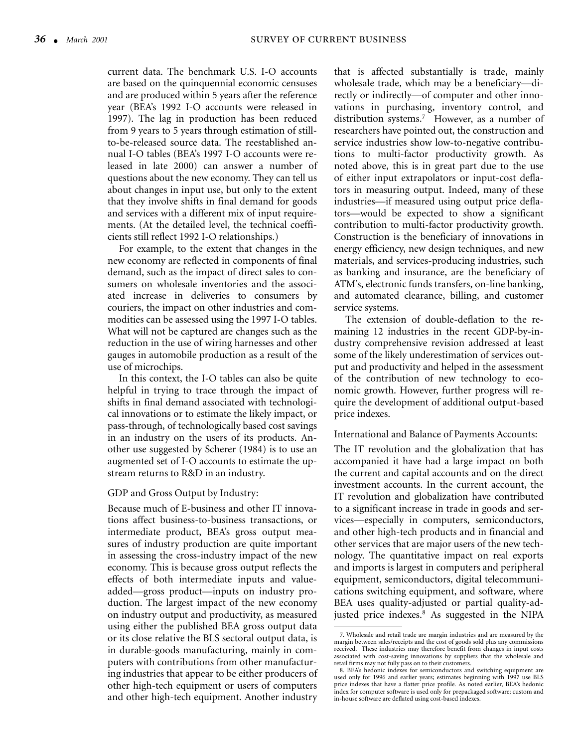current data. The benchmark U.S. I-O accounts are based on the quinquennial economic censuses and are produced within 5 years after the reference year (BEA's 1992 I-O accounts were released in 1997). The lag in production has been reduced from 9 years to 5 years through estimation of still-to-be-released source data. The reestablished annual I-O tables (BEA's 1997 I-O accounts were released in late 2000) can answer a number of questions about the new economy. They can tell us about changes in input use, but only to the extent that they involve shifts in final demand for goods and services with a different mix of input requirements. (At the detailed level, the technical coefficients still reflect 1992 I-O relationships.)

For example, to the extent that changes in the new economy are reflected in components of final demand, such as the impact of direct sales to consumers on wholesale inventories and the associated increase in deliveries to consumers by couriers, the impact on other industries and commodities can be assessed using the 1997 I-O tables. What will not be captured are changes such as the reduction in the use of wiring harnesses and other gauges in automobile production as a result of the use of microchips.

In this context, the I-O tables can also be quite helpful in trying to trace through the impact of shifts in final demand associated with technological innovations or to estimate the likely impact, or pass-through, of technologically based cost savings in an industry on the users of its products. Another use suggested by Scherer (1984) is to use an augmented set of I-O accounts to estimate the upstream returns to R&D in an industry.

GDP and Gross Output by Industry:

Because much of E-business and other IT innovations affect business-to-business transactions, or intermediate product, BEA's gross output measures of industry production are quite important in assessing the cross-industry impact of the new economy. This is because gross output reflects the effects of both intermediate inputs and value-added—gross product—inputs on industry production. The largest impact of the new economy on industry output and productivity, as measured using either the published BEA gross output data or its close relative the BLS sectoral output data, is in durable-goods manufacturing, mainly in computers with contributions from other manufacturing industries that appear to be either producers of other high-tech equipment or users of computers and other high-tech equipment. Another industry that is affected substantially is trade, mainly wholesale trade, which may be a beneficiary—directly or indirectly—of computer and other innovations in purchasing, inventory control, and distribution systems.[7] However, as a number of researchers have pointed out, the construction and service industries show low-to-negative contributions to multi-factor productivity growth. As noted above, this is in great part due to the use of either input extrapolators or input-cost deflators in measuring output. Indeed, many of these industries—if measured using output price deflators—would be expected to show a significant contribution to multi-factor productivity growth. Construction is the beneficiary of innovations in energy efficiency, new design techniques, and new materials, and services-producing industries, such as banking and insurance, are the beneficiary of ATM's, electronic funds transfers, on-line banking, and automated clearance, billing, and customer service systems.

The extension of double-deflation to the remaining 12 industries in the recent GDP-by-industry comprehensive revision addressed at least some of the likely underestimation of services output and productivity and helped in the assessment of the contribution of new technology to economic growth. However, further progress will require the development of additional output-based price indexes.

International and Balance of Payments Accounts:

The IT revolution and the globalization that has accompanied it have had a large impact on both the current and capital accounts and on the direct investment accounts. In the current account, the IT revolution and globalization have contributed to a significant increase in trade in goods and services—especially in computers, semiconductors, and other high-tech products and in financial and other services that are major users of the new technology. The quantitative impact on real exports and imports is largest in computers and peripheral equipment, semiconductors, digital telecommunications switching equipment, and software, where BEA uses quality-adjusted or partial quality-adjusted price indexes.[8] As suggested in the NIPA

7. Wholesale and retail trade are margin industries and are measured by the margin between sales/receipts and the cost of goods sold plus any commissions received. These industries may therefore benefit from changes in input costs associated with cost-saving innovations by suppliers that the wholesale and retail firms may not fully pass on to their customers.

8. BEA's hedonic indexes for semiconductors and switching equipment are used only for 1996 and earlier years; estimates beginning with 1997 use BLS price indexes that have a flatter price profile. As noted earlier, BEA's hedonic index for computer software is used only for prepackaged software; custom and in-house software are deflated using cost-based indexes.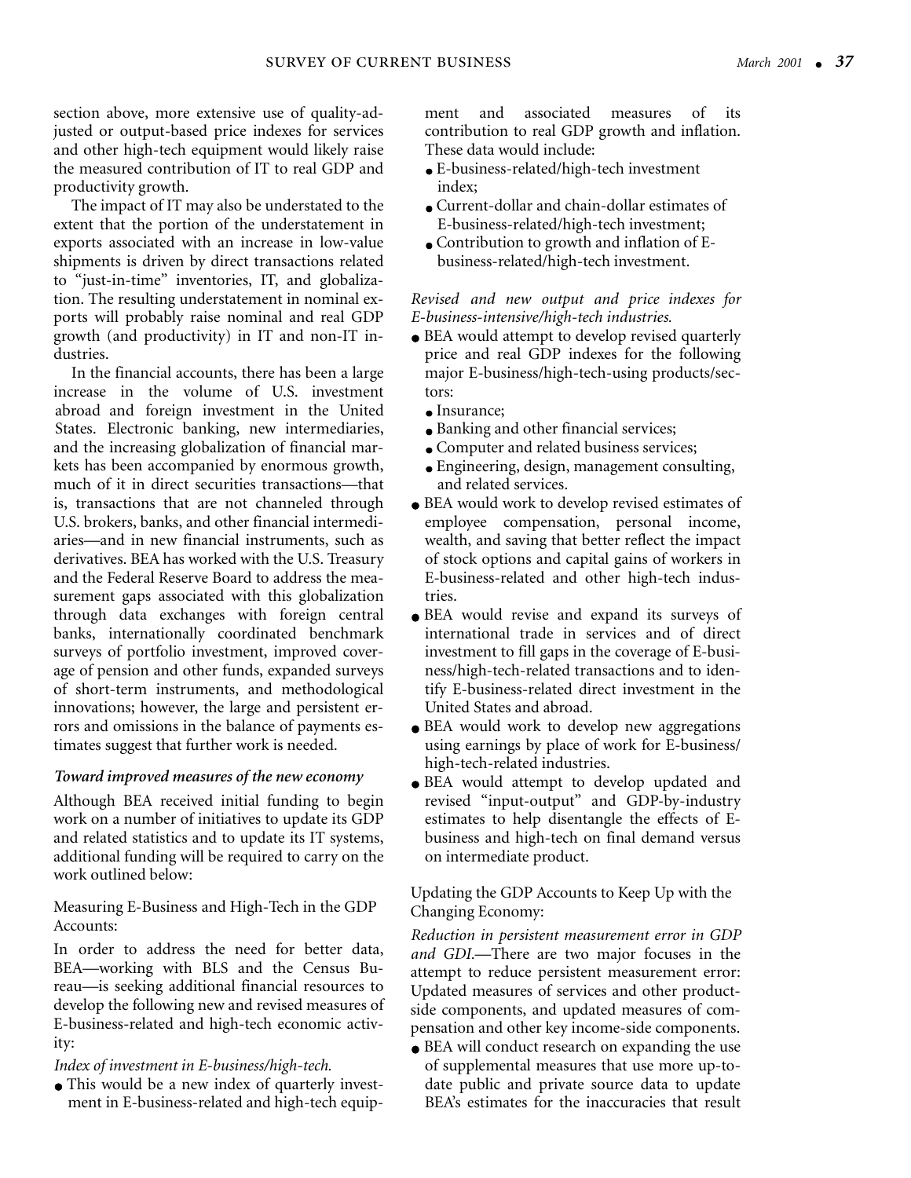section above, more extensive use of quality-adjusted or output-based price indexes for services and other high-tech equipment would likely raise the measured contribution of IT to real GDP and productivity growth.

The impact of IT may also be understated to the extent that the portion of the understatement in exports associated with an increase in low-value shipments is driven by direct transactions related to "just-in-time" inventories, IT, and globalization. The resulting understatement in nominal exports will probably raise nominal and real GDP growth (and productivity) in IT and non-IT industries.

In the financial accounts, there has been a large increase in the volume of U.S. investment abroad and foreign investment in the United States. Electronic banking, new intermediaries, and the increasing globalization of financial markets has been accompanied by enormous growth, much of it in direct securities transactions—that is, transactions that are not channeled through U.S. brokers, banks, and other financial intermediaries—and in new financial instruments, such as derivatives. BEA has worked with the U.S. Treasury and the Federal Reserve Board to address the measurement gaps associated with this globalization through data exchanges with foreign central banks, internationally coordinated benchmark surveys of portfolio investment, improved coverage of pension and other funds, expanded surveys of short-term instruments, and methodological innovations; however, the large and persistent errors and omissions in the balance of payments estimates suggest that further work is needed.

### *Toward improved measures of the new economy*

Although BEA received initial funding to begin work on a number of initiatives to update its GDP and related statistics and to update its IT systems, additional funding will be required to carry on the work outlined below:

Measuring E-Business and High-Tech in the GDP Accounts:

In order to address the need for better data, BEA—working with BLS and the Census Bureau—is seeking additional financial resources to develop the following new and revised measures of E-business-related and high-tech economic activity:

*Index of investment in E-business/high-tech.*

- This would be a new index of quarterly investment in E-business-related and high-tech equipment and associated measures of its contribution to real GDP growth and inflation. These data would include:
  - E-business-related/high-tech investment index;
  - Current-dollar and chain-dollar estimates of E-business-related/high-tech investment;
  - Contribution to growth and inflation of E-business-related/high-tech investment.

*Revised and new output and price indexes for E-business-intensive/high-tech industries.*

- BEA would attempt to develop revised quarterly price and real GDP indexes for the following major E-business/high-tech-using products/sectors:
  - Insurance;
  - Banking and other financial services;
  - Computer and related business services;
  - Engineering, design, management consulting, and related services.
- BEA would work to develop revised estimates of employee compensation, personal income, wealth, and saving that better reflect the impact of stock options and capital gains of workers in E-business-related and other high-tech industries.
- BEA would revise and expand its surveys of international trade in services and of direct investment to fill gaps in the coverage of E-business/high-tech-related transactions and to identify E-business-related direct investment in the United States and abroad.
- BEA would work to develop new aggregations using earnings by place of work for E-business/high-tech-related industries.
- BEA would attempt to develop updated and revised "input-output" and GDP-by-industry estimates to help disentangle the effects of E-business and high-tech on final demand versus on intermediate product.

Updating the GDP Accounts to Keep Up with the Changing Economy:

*Reduction in persistent measurement error in GDP and GDI.*—There are two major focuses in the attempt to reduce persistent measurement error: Updated measures of services and other product-side components, and updated measures of compensation and other key income-side components.

- BEA will conduct research on expanding the use of supplemental measures that use more up-to-date public and private source data to update BEA's estimates for the inaccuracies that result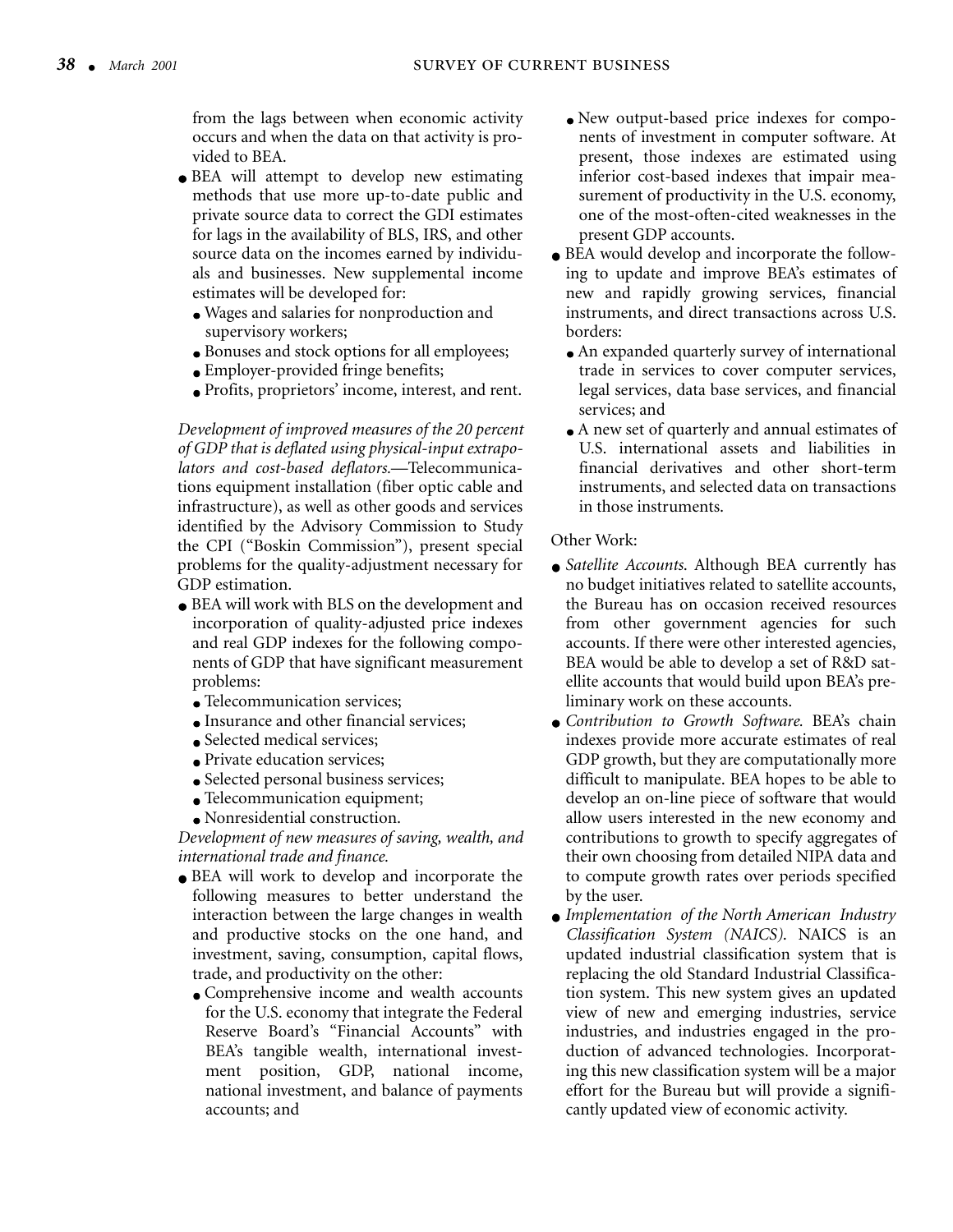from the lags between when economic activity occurs and when the data on that activity is provided to BEA.

- BEA will attempt to develop new estimating methods that use more up-to-date public and private source data to correct the GDI estimates for lags in the availability of BLS, IRS, and other source data on the incomes earned by individuals and businesses. New supplemental income estimates will be developed for:
  - Wages and salaries for nonproduction and supervisory workers;
  - Bonuses and stock options for all employees;
  - Employer-provided fringe benefits;
  - Profits, proprietors' income, interest, and rent.

*Development of improved measures of the 20 percent of GDP that is deflated using physical-input extrapolators and cost-based deflators.*—Telecommunications equipment installation (fiber optic cable and infrastructure), as well as other goods and services identified by the Advisory Commission to Study the CPI ("Boskin Commission"), present special problems for the quality-adjustment necessary for GDP estimation.

- BEA will work with BLS on the development and incorporation of quality-adjusted price indexes and real GDP indexes for the following components of GDP that have significant measurement problems:
  - Telecommunication services;
  - Insurance and other financial services;
  - Selected medical services;
  - Private education services;
  - Selected personal business services;
  - Telecommunication equipment;
  - Nonresidential construction.

*Development of new measures of saving, wealth, and international trade and finance.*

- BEA will work to develop and incorporate the following measures to better understand the interaction between the large changes in wealth and productive stocks on the one hand, and investment, saving, consumption, capital flows, trade, and productivity on the other:
  - Comprehensive income and wealth accounts for the U.S. economy that integrate the Federal Reserve Board's "Financial Accounts" with BEA's tangible wealth, international investment position, GDP, national income, national investment, and balance of payments accounts; and
  - New output-based price indexes for components of investment in computer software. At present, those indexes are estimated using inferior cost-based indexes that impair measurement of productivity in the U.S. economy, one of the most-often-cited weaknesses in the present GDP accounts.
- BEA would develop and incorporate the following to update and improve BEA's estimates of new and rapidly growing services, financial instruments, and direct transactions across U.S. borders:
  - An expanded quarterly survey of international trade in services to cover computer services, legal services, data base services, and financial services; and
  - A new set of quarterly and annual estimates of U.S. international assets and liabilities in financial derivatives and other short-term instruments, and selected data on transactions in those instruments.

Other Work:

- *Satellite Accounts.* Although BEA currently has no budget initiatives related to satellite accounts, the Bureau has on occasion received resources from other government agencies for such accounts. If there were other interested agencies, BEA would be able to develop a set of R&D satellite accounts that would build upon BEA's preliminary work on these accounts.
- *Contribution to Growth Software.* BEA's chain indexes provide more accurate estimates of real GDP growth, but they are computationally more difficult to manipulate. BEA hopes to be able to develop an on-line piece of software that would allow users interested in the new economy and contributions to growth to specify aggregates of their own choosing from detailed NIPA data and to compute growth rates over periods specified by the user.
- *Implementation of the North American Industry Classification System (NAICS).* NAICS is an updated industrial classification system that is replacing the old Standard Industrial Classification system. This new system gives an updated view of new and emerging industries, service industries, and industries engaged in the production of advanced technologies. Incorporating this new classification system will be a major effort for the Bureau but will provide a significantly updated view of economic activity.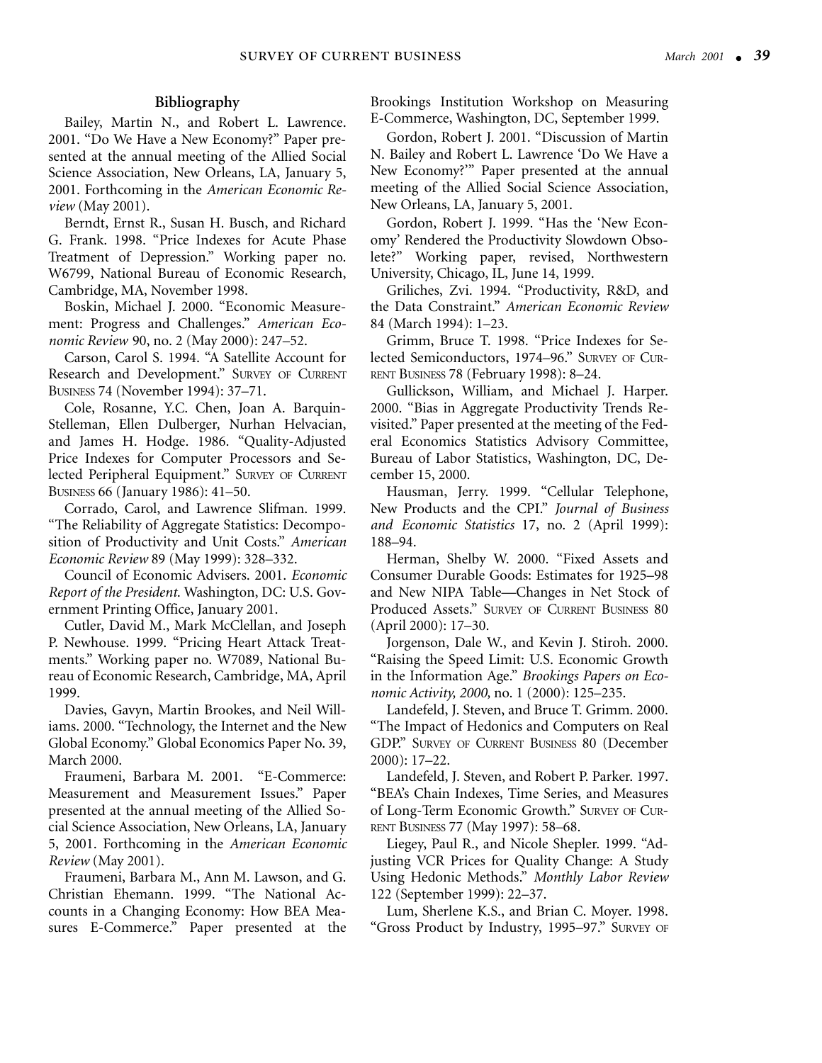## Bibliography

Bailey, Martin N., and Robert L. Lawrence. 2001. "Do We Have a New Economy?" Paper presented at the annual meeting of the Allied Social Science Association, New Orleans, LA, January 5, 2001. Forthcoming in the *American Economic Review* (May 2001).

Berndt, Ernst R., Susan H. Busch, and Richard G. Frank. 1998. "Price Indexes for Acute Phase Treatment of Depression." Working paper no. W6799, National Bureau of Economic Research, Cambridge, MA, November 1998.

Boskin, Michael J. 2000. "Economic Measurement: Progress and Challenges." *American Economic Review* 90, no. 2 (May 2000): 247–52.

Carson, Carol S. 1994. "A Satellite Account for Research and Development." SURVEY OF CURRENT BUSINESS 74 (November 1994): 37–71.

Cole, Rosanne, Y.C. Chen, Joan A. Barquin-Stelleman, Ellen Dulberger, Nurhan Helvacian, and James H. Hodge. 1986. "Quality-Adjusted Price Indexes for Computer Processors and Selected Peripheral Equipment." SURVEY OF CURRENT BUSINESS 66 (January 1986): 41–50.

Corrado, Carol, and Lawrence Slifman. 1999. "The Reliability of Aggregate Statistics: Decomposition of Productivity and Unit Costs." *American Economic Review* 89 (May 1999): 328–332.

Council of Economic Advisers. 2001. *Economic Report of the President*. Washington, DC: U.S. Government Printing Office, January 2001.

Cutler, David M., Mark McClellan, and Joseph P. Newhouse. 1999. "Pricing Heart Attack Treatments." Working paper no. W7089, National Bureau of Economic Research, Cambridge, MA, April 1999.

Davies, Gavyn, Martin Brookes, and Neil Williams. 2000. "Technology, the Internet and the New Global Economy." Global Economics Paper No. 39, March 2000.

Fraumeni, Barbara M. 2001. "E-Commerce: Measurement and Measurement Issues." Paper presented at the annual meeting of the Allied Social Science Association, New Orleans, LA, January 5, 2001. Forthcoming in the *American Economic Review* (May 2001).

Fraumeni, Barbara M., Ann M. Lawson, and G. Christian Ehemann. 1999. "The National Accounts in a Changing Economy: How BEA Measures E-Commerce." Paper presented at the Brookings Institution Workshop on Measuring E-Commerce, Washington, DC, September 1999.

Gordon, Robert J. 2001. "Discussion of Martin N. Bailey and Robert L. Lawrence 'Do We Have a New Economy?'" Paper presented at the annual meeting of the Allied Social Science Association, New Orleans, LA, January 5, 2001.

Gordon, Robert J. 1999. "Has the 'New Economy' Rendered the Productivity Slowdown Obsolete?" Working paper, revised, Northwestern University, Chicago, IL, June 14, 1999.

Griliches, Zvi. 1994. "Productivity, R&D, and the Data Constraint." *American Economic Review* 84 (March 1994): 1–23.

Grimm, Bruce T. 1998. "Price Indexes for Selected Semiconductors, 1974–96." SURVEY OF CURRENT BUSINESS 78 (February 1998): 8–24.

Gullickson, William, and Michael J. Harper. 2000. "Bias in Aggregate Productivity Trends Revisited." Paper presented at the meeting of the Federal Economics Statistics Advisory Committee, Bureau of Labor Statistics, Washington, DC, December 15, 2000.

Hausman, Jerry. 1999. "Cellular Telephone, New Products and the CPI." *Journal of Business and Economic Statistics* 17, no. 2 (April 1999): 188–94.

Herman, Shelby W. 2000. "Fixed Assets and Consumer Durable Goods: Estimates for 1925–98 and New NIPA Table—Changes in Net Stock of Produced Assets." SURVEY OF CURRENT BUSINESS 80 (April 2000): 17–30.

Jorgenson, Dale W., and Kevin J. Stiroh. 2000. "Raising the Speed Limit: U.S. Economic Growth in the Information Age." *Brookings Papers on Economic Activity, 2000*, no. 1 (2000): 125–235.

Landefeld, J. Steven, and Bruce T. Grimm. 2000. "The Impact of Hedonics and Computers on Real GDP." SURVEY OF CURRENT BUSINESS 80 (December 2000): 17–22.

Landefeld, J. Steven, and Robert P. Parker. 1997. "BEA's Chain Indexes, Time Series, and Measures of Long-Term Economic Growth." SURVEY OF CURRENT BUSINESS 77 (May 1997): 58–68.

Liegey, Paul R., and Nicole Shepler. 1999. "Adjusting VCR Prices for Quality Change: A Study Using Hedonic Methods." *Monthly Labor Review* 122 (September 1999): 22–37.

Lum, Sherlene K.S., and Brian C. Moyer. 1998. "Gross Product by Industry, 1995–97." SURVEY OF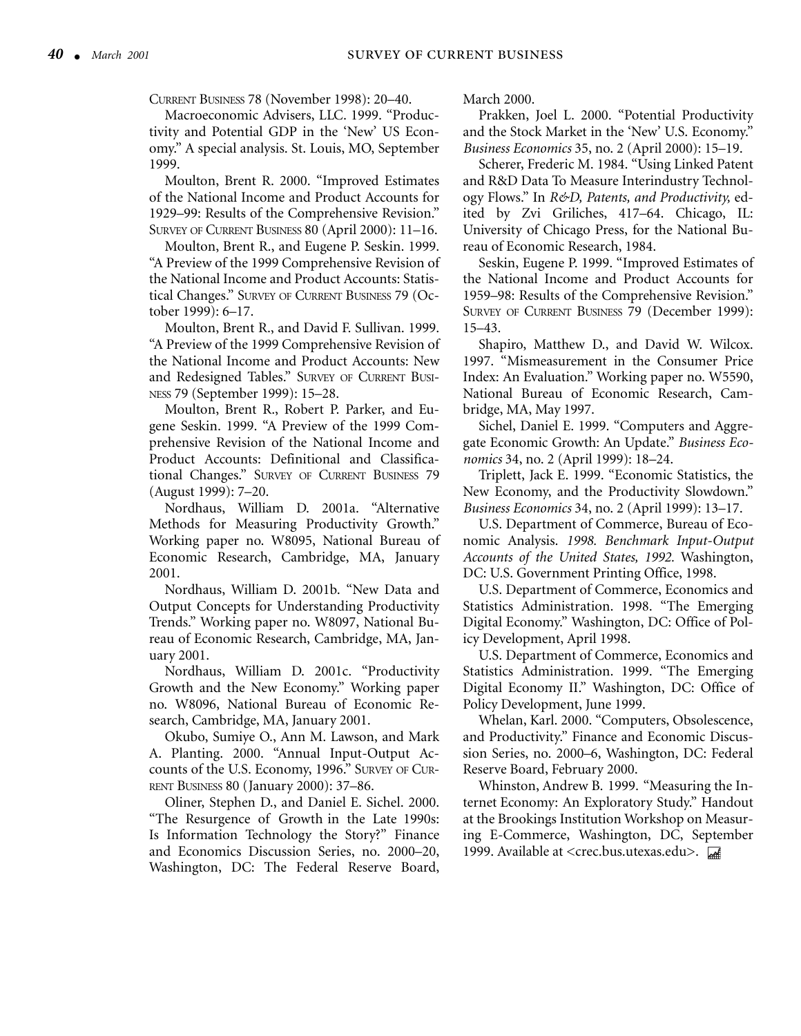CURRENT BUSINESS 78 (November 1998): 20–40.

Macroeconomic Advisers, LLC. 1999. "Productivity and Potential GDP in the 'New' US Economy." A special analysis. St. Louis, MO, September 1999.

Moulton, Brent R. 2000. "Improved Estimates of the National Income and Product Accounts for 1929–99: Results of the Comprehensive Revision." SURVEY OF CURRENT BUSINESS 80 (April 2000): 11–16.

Moulton, Brent R., and Eugene P. Seskin. 1999. "A Preview of the 1999 Comprehensive Revision of the National Income and Product Accounts: Statistical Changes." SURVEY OF CURRENT BUSINESS 79 (October 1999): 6–17.

Moulton, Brent R., and David F. Sullivan. 1999. "A Preview of the 1999 Comprehensive Revision of the National Income and Product Accounts: New and Redesigned Tables." SURVEY OF CURRENT BUSINESS 79 (September 1999): 15–28.

Moulton, Brent R., Robert P. Parker, and Eugene Seskin. 1999. "A Preview of the 1999 Comprehensive Revision of the National Income and Product Accounts: Definitional and Classificational Changes." SURVEY OF CURRENT BUSINESS 79 (August 1999): 7–20.

Nordhaus, William D. 2001a. "Alternative Methods for Measuring Productivity Growth." Working paper no. W8095, National Bureau of Economic Research, Cambridge, MA, January 2001.

Nordhaus, William D. 2001b. "New Data and Output Concepts for Understanding Productivity Trends." Working paper no. W8097, National Bureau of Economic Research, Cambridge, MA, January 2001.

Nordhaus, William D. 2001c. "Productivity Growth and the New Economy." Working paper no. W8096, National Bureau of Economic Research, Cambridge, MA, January 2001.

Okubo, Sumiye O., Ann M. Lawson, and Mark A. Planting. 2000. "Annual Input-Output Accounts of the U.S. Economy, 1996." SURVEY OF CURRENT BUSINESS 80 (January 2000): 37–86.

Oliner, Stephen D., and Daniel E. Sichel. 2000. "The Resurgence of Growth in the Late 1990s: Is Information Technology the Story?" Finance and Economics Discussion Series, no. 2000–20, Washington, DC: The Federal Reserve Board, March 2000.

Prakken, Joel L. 2000. "Potential Productivity and the Stock Market in the 'New' U.S. Economy." *Business Economics* 35, no. 2 (April 2000): 15–19.

Scherer, Frederic M. 1984. "Using Linked Patent and R&D Data To Measure Interindustry Technology Flows." In *R&D, Patents, and Productivity,* edited by Zvi Griliches, 417–64. Chicago, IL: University of Chicago Press, for the National Bureau of Economic Research, 1984.

Seskin, Eugene P. 1999. "Improved Estimates of the National Income and Product Accounts for 1959–98: Results of the Comprehensive Revision." SURVEY OF CURRENT BUSINESS 79 (December 1999): 15–43.

Shapiro, Matthew D., and David W. Wilcox. 1997. "Mismeasurement in the Consumer Price Index: An Evaluation." Working paper no. W5590, National Bureau of Economic Research, Cambridge, MA, May 1997.

Sichel, Daniel E. 1999. "Computers and Aggregate Economic Growth: An Update." *Business Economics* 34, no. 2 (April 1999): 18–24.

Triplett, Jack E. 1999. "Economic Statistics, the New Economy, and the Productivity Slowdown." *Business Economics* 34, no. 2 (April 1999): 13–17.

U.S. Department of Commerce, Bureau of Economic Analysis. *1998. Benchmark Input-Output Accounts of the United States, 1992.* Washington, DC: U.S. Government Printing Office, 1998.

U.S. Department of Commerce, Economics and Statistics Administration. 1998. "The Emerging Digital Economy." Washington, DC: Office of Policy Development, April 1998.

U.S. Department of Commerce, Economics and Statistics Administration. 1999. "The Emerging Digital Economy II." Washington, DC: Office of Policy Development, June 1999.

Whelan, Karl. 2000. "Computers, Obsolescence, and Productivity." Finance and Economic Discussion Series, no. 2000–6, Washington, DC: Federal Reserve Board, February 2000.

Whinston, Andrew B. 1999. "Measuring the Internet Economy: An Exploratory Study." Handout at the Brookings Institution Workshop on Measuring E-Commerce, Washington, DC, September 1999. Available at <crec.bus.utexas.edu>.